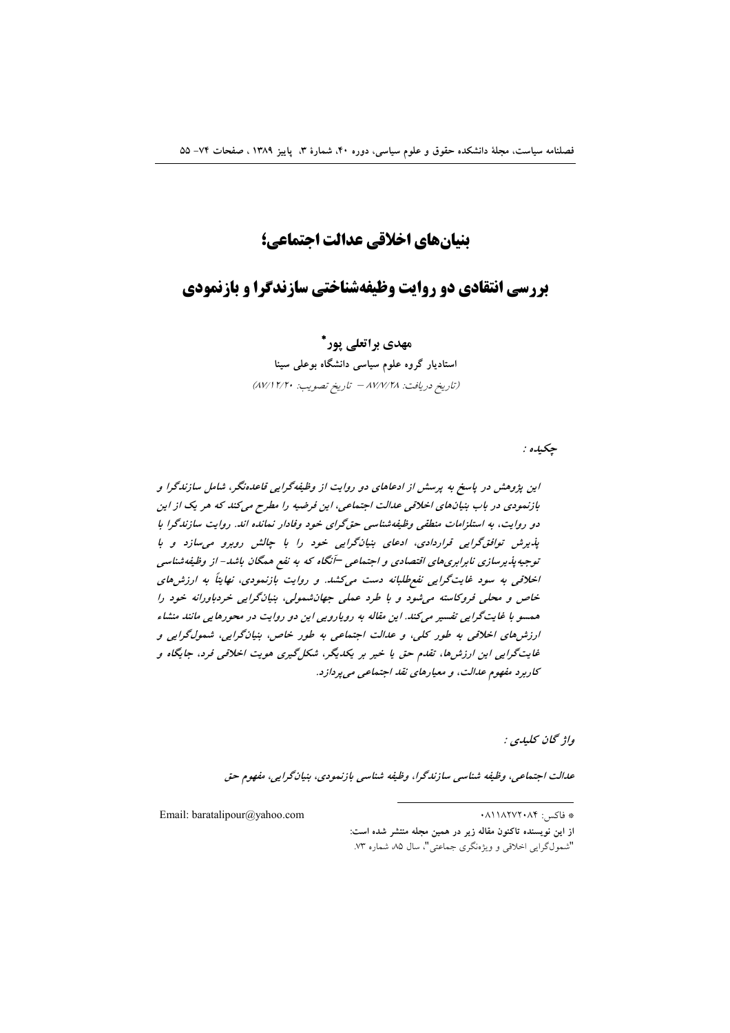# بنیان‌های اخلاقی عدالت اجتماعی؛

## بررسی انتقادی دو روایت وظیفه‌شناختی سازندگرا و بازنمودی

**مهدی براتعلی پور***

**استادیار گروه علوم سیاسی دانشگاه بوعلی سینا**

*(تاریخ دریافت: ۸۷/۷/۲۸ – تاریخ تصویب: ۸۷/۱۲/۲۰)*

**چکیده :**

*این پژوهش در پاسخ به پرسش از ادعاهای دو روایت از وظیفه‌گرایی قاعده‌نگر، شامل سازندگرا و بازنمودی در باب بنیان‌های اخلاقی عدالت اجتماعی، این فرضیه را مطرح می‌کند که هر یک از این دو روایت، به استلزامات منطقی وظیفه‌شناسی حق‌گرای خود وفادار نمانده اند. روایت سازندگرا با پذیرش توافق‌گرایی قراردادی، ادعای بنیان‌گرایی خود را با چالش روبرو می‌سازد و با توجیه‌پذیرسازی نابرابری‌های اقتصادی و اجتماعی –آنگاه که به نفع همگان باشد– از وظیفه‌شناسی اخلاقی به سود غایت‌گرایی نفع‌طلبانه دست می‌کشد. و روایت بازنمودی، نهایتاً به ارزش‌های خاص و محلی فروکاسته می‌شود و با طرد عملی جهان‌شمولی، بنیان‌گرایی خردباورانه خود را همسو با غایت‌گرایی تفسیر می‌کند. این مقاله به رویارویی این دو روایت در محورهایی مانند منشاء ارزش‌های اخلاقی به طور کلی، و عدالت اجتماعی به طور خاص، بنیان‌گرایی، شمول‌گرایی و غایت‌گرایی این ارزش‌ها، تقدم حق یا خیر بر یکدیگر، شکل‌گیری هویت اخلاقی فرد، جایگاه و کاربرد مفهوم عدالت، و معیارهای نقد اجتماعی می‌پردازد.*

*واژگان کلیدی :*

*عدالت اجتماعی، وظیفه شناسی سازندگرا، وظیفه شناسی بازنمودی، بنیان‌گرایی، مفهوم حق*

---

* فاکس: ۰۸۱۱۸۲۷۲۰۸۴ Email: baratalipour@yahoo.com

**از این نویسنده تاکنون مقاله زیر در همین مجله منتشر شده است:**

"شمول‌گرایی اخلاقی و ویژه‌نگری جماعتی"، سال ۸۵، شماره ۷۳.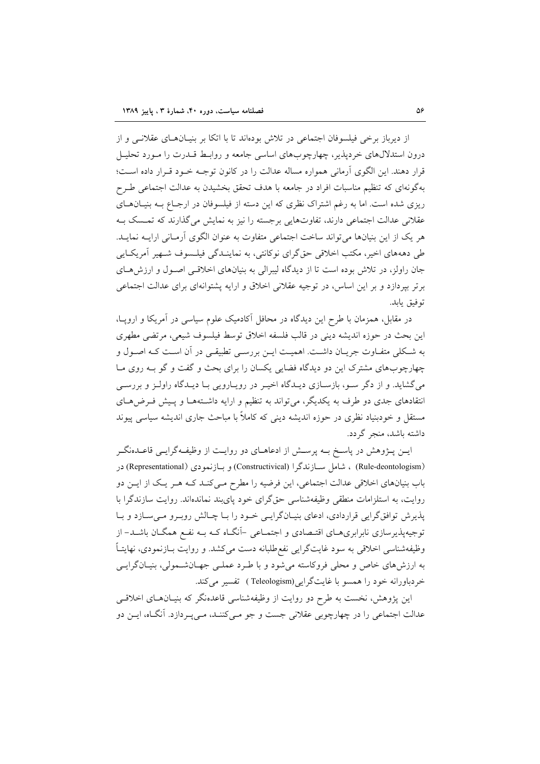از دیرباز برخی فیلسوفان اجتماعی در تلاش بوده‌اند تا با اتکا بر بنیان‌های عقلانی و از درون استدلال‌های خردپذیر، چهارچوب‌های اساسی جامعه و روابط قدرت را مورد تحلیل قرار دهند. این الگوی آرمانی همواره مساله عدالت را در کانون توجه خود قرار داده است؛ به‌گونه‌ای که تنظیم مناسبات افراد در جامعه با هدف تحقق بخشیدن به عدالت اجتماعی طرح ریزی شده است. اما به رغم اشتراک نظری که این دسته از فیلسوفان در ارجاع به بنیان‌های عقلانی عدالت اجتماعی دارند، تفاوت‌هایی برجسته را نیز به نمایش می‌گذارند که تمسک به هر یک از این بنیان‌ها می‌تواند ساخت اجتماعی متفاوت به عنوان الگوی آرمانی ارایه نماید. طی دهه‌های اخیر، مکتب اخلاقی حق‌گرای نوکانتی، به نمایندگی فیلسوف شهیر آمریکایی جان راولز، در تلاش بوده است تا از دیدگاه لیبرالی به بنیان‌های اخلاقی اصول و ارزش‌های برتر بپردازد و بر این اساس، در توجیه عقلانی اخلاق و ارایه پشتوانه‌ای برای عدالت اجتماعی توفیق یابد.

در مقابل، همزمان با طرح این دیدگاه در محافل آکادمیک علوم سیاسی در آمریکا و اروپا، این بحث در حوزه اندیشه دینی در قالب فلسفه اخلاق توسط فیلسوف شیعی، مرتضی مطهری به شکلی متفاوت جریان داشت. اهمیت این بررسی تطبیقی در آن است که اصول و چهارچوب‌های مشترک این دو دیدگاه فضایی یکسان را برای بحث و گفت و گو به روی ما می‌گشاید. و از دگر سو، بازسازی دیدگاه اخیر در رویارویی با دیدگاه راولز و بررسی انتقادهای جدی دو طرف به یکدیگر، می‌تواند به تنظیم و ارایه داشته‌ها و پیش فرض‌های مستقل و خودبنیاد نظری در حوزه اندیشه دینی که کاملاً با مباحث جاری اندیشه سیاسی پیوند داشته باشد، منجر گردد.

این پژوهش در پاسخ به پرسش از ادعاهای دو روایت از وظیفه‌گرایی قاعده‌نگر (Rule-deontologism) ، شامل سازندگرا (Constructivical) و بازنمودی (Representational) در باب بنیان‌های اخلاقی عدالت اجتماعی، این فرضیه را مطرح می‌کند که هر یک از این دو روایت، به استلزامات منطقی وظیفه‌شناسی حق‌گرای خود پای‌بند نمانده‌اند. روایت سازندگرا با پذیرش توافق‌گرایی قراردادی، ادعای بنیان‌گرایی خود را با چالش روبرو می‌سازد و با توجیه‌پذیرسازی نابرابری‌های اقتصادی و اجتماعی -آنگاه که به نفع همگان باشد- از وظیفه‌شناسی اخلاقی به سود غایت‌گرایی نفع‌طلبانه دست می‌کشد. و روایت بازنمودی، نهایتاً به ارزش‌های خاص و محلی فروکاسته می‌شود و با طرد عملی جهان‌شمولی، بنیان‌گرایی خردباورانه خود را همسو با غایت‌گرایی(Teleologism) تفسیر می‌کند.

این پژوهش، نخست به طرح دو روایت از وظیفه‌شناسی قاعده‌نگر که بنیان‌های اخلاقی عدالت اجتماعی را در چهارچوبی عقلانی جست و جو می‌کنند، می‌پردازد. آنگاه، این دو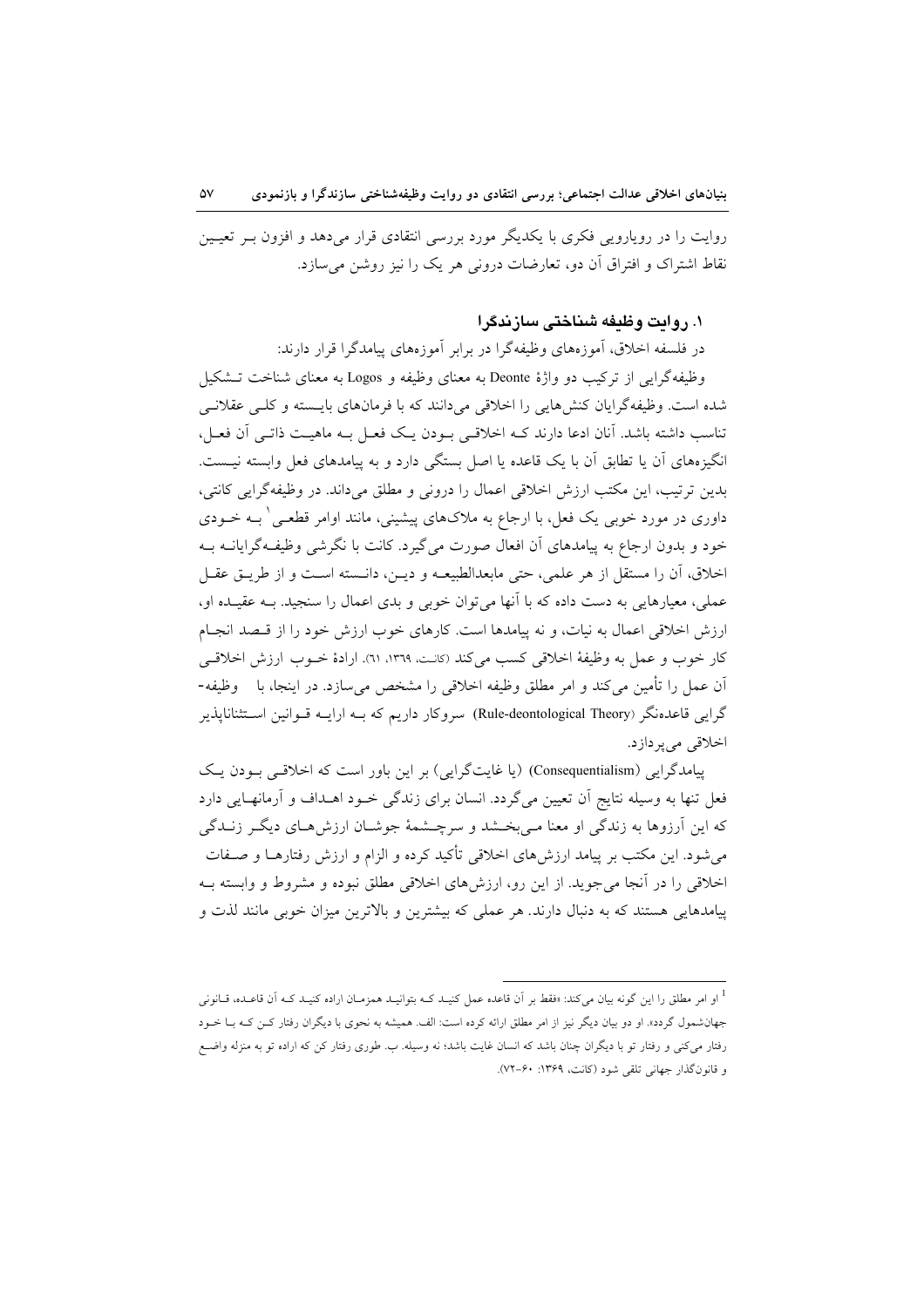روایت را در رویارویی فکری با یکدیگر مورد بررسی انتقادی قرار می‌دهد و افزون بـر تعیـین نقاط اشتراک و افتراق آن دو، تعارضات درونی هر یک را نیز روشن می‌سازد.

## ۱. روایت وظیفه شناختی سازندگرا

در فلسفه اخلاق، آموزه‌های وظیفه‌گرا در برابر آموزه‌های پیامدگرا قرار دارند:

وظیفه‌گرایی از ترکیب دو واژهٔ Deonte به معنای وظیفه و Logos به معنای شناخت تـشکیل شده است. وظیفه‌گرایان کنش‌هایی را اخلاقی می‌دانند که با فرمان‌های بایـسته و کلـی عقلانـی تناسب داشته باشد. آنان ادعا دارند کـه اخلاقـی بـودن یـک فعـل بـه ماهیـت ذاتـی آن فعـل، انگیزه‌های آن یا تطابق آن با یک قاعده یا اصل بستگی دارد و به پیامدهای فعل وابسته نیـست. بدین ترتیب، این مکتب ارزش اخلاقی اعمال را درونی و مطلق می‌داند. در وظیفه‌گرایی کانتی، داوری در مورد خوبی یک فعل، با ارجاع به ملاک‌های پیشینی، مانند اوامر قطعـی[1] بـه خـودی خود و بدون ارجاع به پیامدهای آن افعال صورت می‌گیرد. کانت با نگرشی وظیفـه‌گرایانـه بـه اخلاق، آن را مستقل از هر علمی، حتی مابعدالطبیعـه و دیـن، دانـسته اسـت و از طریـق عقـل عملی، معیارهایی به دست داده که با آنها می‌توان خوبی و بدی اعمال را سنجید. بـه عقیـده او، ارزش اخلاقی اعمال به نیات، و نه پیامدها است. کارهای خوب ارزش خود را از قـصد انجـام کار خوب و عمل به وظیفهٔ اخلاقی کسب می‌کند (کانـت، ۱۳۶۹، ۶۱). ارادهٔ خـوب ارزش اخلاقـی آن عمل را تأمین می‌کند و امر مطلق وظیفه اخلاقی را مشخص می‌سازد. در اینجا، با وظیفه‌گرایی قاعده‌نگر (Rule-deontological Theory) سروکار داریم که بـه ارایـه قـوانین اسـتثناناپذیر اخلاقی می‌پردازد.

پیامدگرایی (Consequentialism) (یا غایت‌گرایی) بر این باور است که اخلاقـی بـودن یـک فعل تنها به وسیله نتایج آن تعیین می‌گردد. انسان برای زندگی خـود اهـداف و آرمانهـایی دارد که این آرزوها به زندگی او معنا مـی‌بخـشد و سرچـشمهٔ جوشـان ارزش‌هـای دیگـر زنـدگی می‌شود. این مکتب بر پیامد ارزش‌های اخلاقی تأکید کرده و الزام و ارزش رفتارهـا و صـفات اخلاقی را در آنجا می‌جوید. از این رو، ارزش‌های اخلاقی مطلق نبوده و مشروط و وابسته بـه پیامدهایی هستند که به دنبال دارند. هر عملی که بیشترین و بالاترین میزان خوبی مانند لذت و

---

[1] او امر مطلق را این گونه بیان می‌کند: «فقط بر آن قاعده عمل کنیـد کـه بتوانیـد همزمـان اراده کنیـد کـه آن قاعـده، قـانونی جهان‌شمول گردد». او دو بیان دیگر نیز از امر مطلق ارائه کرده است: الف. همیشه به نحوی با دیگران رفتار کـن کـه بـا خـود رفتار می‌کنی و رفتار تو با دیگران چنان باشد که انسان غایت باشد؛ نه وسیله. ب. طوری رفتار کن که اراده تو به منزله واضـع و قانون‌گذار جهانی تلقی شود (کانت، ۱۳۶۹: ۶۰-۷۲).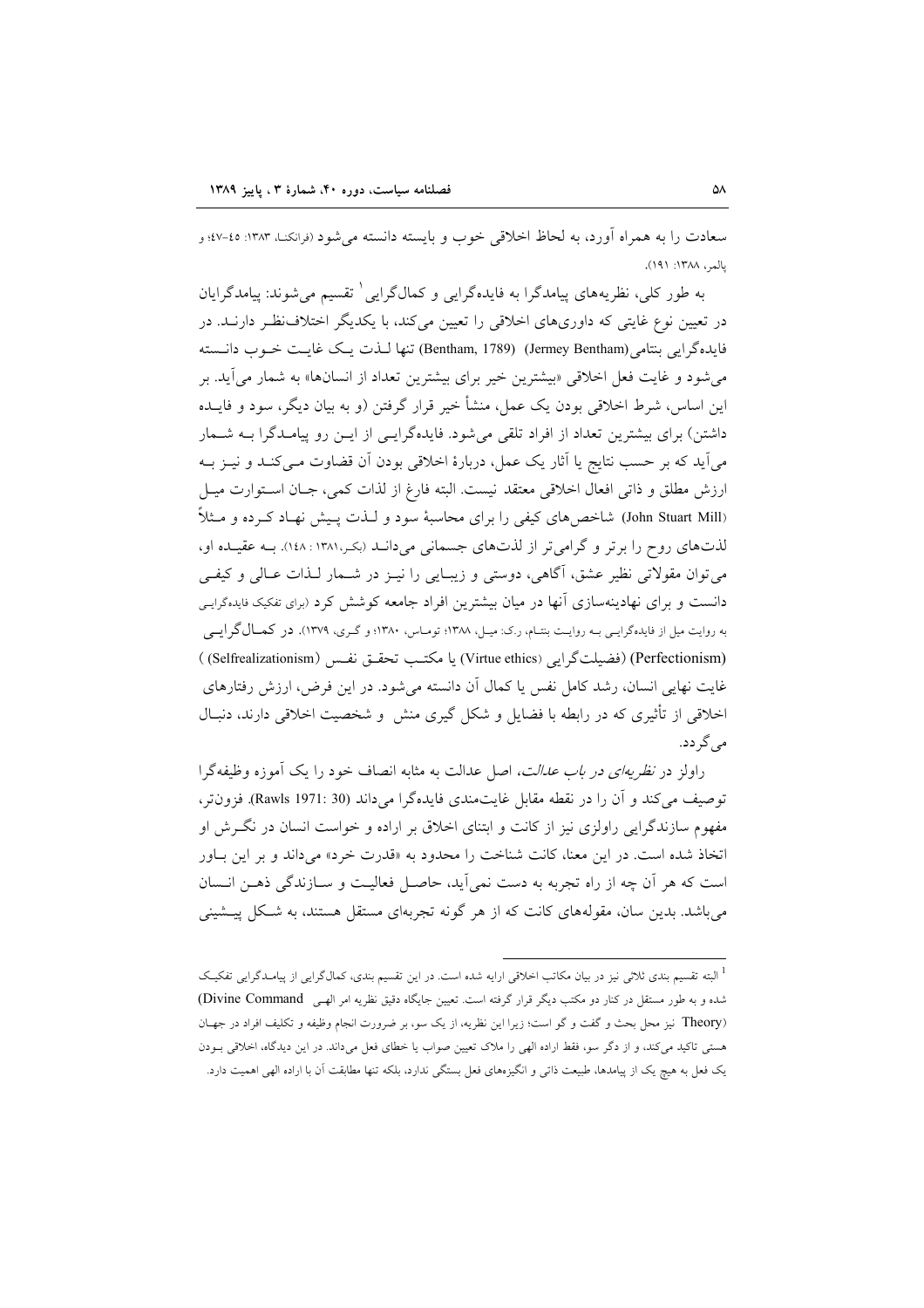سعادت را به همراه آورد، به لحاظ اخلاقی خوب و بایسته دانسته می‌شود (فرانکنا، ۱۳۸۳: ۴۵-۴۷؛ و پالمر، ۱۳۸۸: ۱۹۱).

به طور کلی، نظریه‌های پیامدگرا به فایده‌گرایی و کمال‌گرایی[1] تقسیم می‌شوند: پیامدگرایان در تعیین نوع غایتی که داوری‌های اخلاقی را تعیین می‌کند، با یکدیگر اختلاف‌نظر دارند. در فایده‌گرایی بنتامی(Jermey Bentham) (Bentham, 1789) تنها لذت یک غایت خوب دانسته می‌شود و غایت فعل اخلاقی «بیشترین خیر برای بیشترین تعداد از انسان‌ها» به شمار می‌آید. بر این اساس، شرط اخلاقی بودن یک عمل، منشأ خیر قرار گرفتن (و به بیان دیگر، سود و فایده داشتن) برای بیشترین تعداد از افراد تلقی می‌شود. فایده‌گرایی از این رو پیامدگرا به شمار می‌آید که بر حسب نتایج یا آثار یک عمل، درباره‌ٔ اخلاقی بودن آن قضاوت می‌کند و نیز به ارزش مطلق و ذاتی افعال اخلاقی معتقد نیست. البته فارغ از لذات کمی، جان استوارت میل (John Stuart Mill) شاخص‌های کیفی را برای محاسبه‌ٔ سود و لذت پیش نهاد کرده و مثلاً لذت‌های روح را برتر و گرامی‌تر از لذت‌های جسمانی می‌داند (بکر،۱۳۸۱ : ۱۴۸). به عقیده او، می‌توان مقولاتی نظیر عشق، آگاهی، دوستی و زیبایی را نیز در شمار لذات عالی و کیفی دانست و برای نهادینه‌سازی آنها در میان بیشترین افراد جامعه کوشش کرد (برای تفکیک فایده‌گرایی به روایت میل از فایده‌گرایی به روایت بنتام، ر.ک: میل، ۱۳۸۸؛ توماس، ۱۳۸۰؛ و گری، ۱۳۷۹). در کمال‌گرایی (Perfectionism) (فضیلت‌گرایی (Virtue ethics) یا مکتب تحقق نفس (Selfrealizationism) ) غایت نهایی انسان، رشد کامل نفس یا کمال آن دانسته می‌شود. در این فرض، ارزش رفتارهای اخلاقی از تأثیری که در رابطه با فضایل و شکل گیری منش و شخصیت اخلاقی دارند، دنبال می‌گردد.

راولز در *نظریه‌ای در باب عدالت*، اصل عدالت به مثابه انصاف خود را یک آموزه وظیفه‌گرا توصیف می‌کند و آن را در نقطه مقابل غایت‌مندی فایده‌گرا می‌داند (Rawls 1971: 30). فزون‌تر، مفهوم سازندگرایی راولزی نیز از کانت و ابتنای اخلاق بر اراده و خواست انسان در نگرش او اتخاذ شده است. در این معنا، کانت شناخت را محدود به «قدرت خرد» می‌داند و بر این باور است که هر آن چه از راه تجربه به دست نمی‌آید، حاصل فعالیت و سازندگی ذهن انسان می‌باشد. بدین سان، مقوله‌های کانت که از هر گونه تجربه‌ای مستقل هستند، به شکل پیشینی

---

[1] البته تقسیم بندی ثلاثی نیز در بیان مکاتب اخلاقی ارایه شده است. در این تقسیم بندی، کمال‌گرایی از پیامدگرایی تفکیک شده و به طور مستقل در کنار دو مکتب دیگر قرار گرفته است. تعیین جایگاه دقیق نظریه امر الهی (Divine Command Theory) نیز محل بحث و گفت و گو است؛ زیرا این نظریه، از یک سو، بر ضرورت انجام وظیفه و تکلیف افراد در جهان هستی تاکید می‌کند، و از دگر سو، فقط اراده الهی را ملاک تعیین صواب یا خطای فعل می‌داند. در این دیدگاه، اخلاقی بودن یک فعل به هیچ یک از پیامدها، طبیعت ذاتی و انگیزه‌های فعل بستگی ندارد، بلکه تنها مطابقت آن با اراده الهی اهمیت دارد.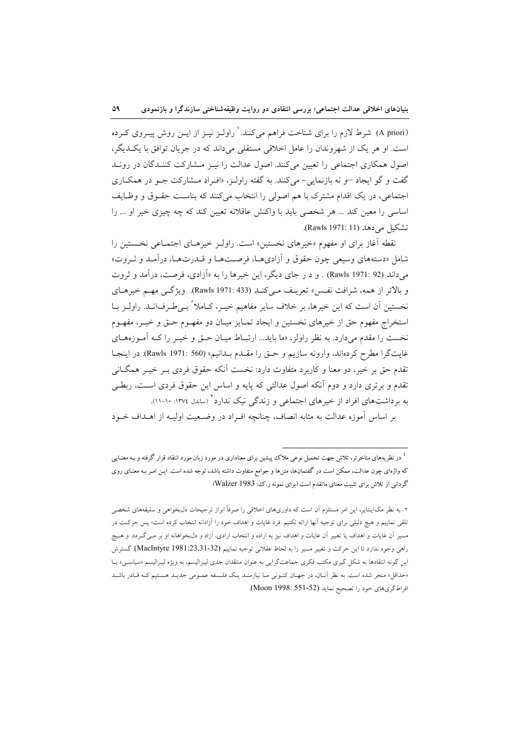(A priori) شرط لازم را برای شناخت فراهم می‌کنند.[1] راولز نیز از این روش پیروی کرده است. او هر یک از شهروندان را عامل اخلاقی مستقلی می‌داند که در جریان توافق با یکدیگر، اصول همکاری اجتماعی را تعیین می‌کنند. اصول عدالت را نیز مشارکت کنندگان در روند گفت و گو ایجاد –و نه بازنمایی– می‌کنند. به گفته راولز، «افراد مشارکت جو در همکاری اجتماعی، در یک اقدام مشترک با هم اصولی را انتخاب می‌کنند که بناست حقوق و وظایف اساسی را معین کند ... هر شخصی باید با واکنش عاقلانه تعیین کند که چه چیزی خیر او ... را تشکیل می‌دهد (Rawls 1971: 11).

نقطه آغاز برای او مفهوم «خیرهای نخستین» است. راولز خیرهای اجتماعی نخستین را شامل «دسته‌های وسیعی چون حقوق و آزادی‌ها، فرصت‌ها و قدرت‌ها، درآمد و ثروت» می‌داند (Rawls 1971: 92) . و د ر جای دیگر، این خیرها را به «آزادی، فرصت، درآمد و ثروت و بالاتر از همه، شرافت نفس» تعریف می‌کند (Rawls 1971: 433). ویژگی مهم خیرهای نخستین آن است که این خیرها، بر خلاف سایر مفاهیم خیر، کاملاً بی‌طرفانه‌اند. راولز با استخراج مفهوم حق از خیرهای نخستین و ایجاد تمایز میان دو مفهوم حق و خیر، مفهوم نخست را مقدم می‌دارد. به نظر راولز، «ما باید... ارتباط میان حق و خیر را که آموزه‌های غایت‌گرا مطرح کرده‌اند، وارونه سازیم و حق را مقدم بدانیم» (Rawls 1971: 560). در اینجا تقدم حق بر خیر، دو معنا و کاربرد متفاوت دارد: نخست آنکه حقوق فردی بر خیر همگانی تقدم و برتری دارد و دوم آنکه اصول عدالتی که پایه و اساس این حقوق فردی است، ربطی به برداشت‌های افراد از خیرهای اجتماعی و زندگی نیک ندارد[2] (ساندل ۱۳۷٤: ۱۰-۱۱).

بر اساس آموزه عدالت به مثابه انصاف، چنانچه افراد در وضعیت اولیه از اهداف خود

---

[1] در نظریه‌های متاخرتر، تلاش جهت تحمیل نوعی ملاک پیشین برای معناداری در مورد زبان مورد انتقاد قرار گرفته و به معنایی که واژه‌ای چون عدالت، ممکن است در گفتمان‌ها، متن‌ها و جوامع متفاوت داشته باشد، توجه شده است. این امر به معنای روی گردانی از تلاش برای تثبیت معنای ماتقدم است (برای نمونه ر.ک: Walzer 1983)

[2] به نظر مک‌اینتایر، این امر مستلزم آن است که داوری‌های اخلاقی را صرفاً ابراز ترجیحات دلبخواهی و سلیقه‌های شخصی تلقی نماییم و هیچ دلیلی برای توجیه آنها ارائه نکنیم. فرد غایات و اهداف خود را آزادانه انتخاب کرده است؛ پس حرکت در مسیر آن غایات و اهداف یا تغییر آن غایات و اهداف نیز به اراده و انتخاب ارادی، آزاد و دلبخواهانه او بر می‌گردد. و هیچ راهی وجود ندارد تا این حرکت و تغییر مسیر را به لحاظ عقلانی توجیه نماییم (MacIntyre 1981:23,31-32). گسترش این گونه انتقادها به شکل گیری مکتب فکری جماعت‌گرایی به عنوان منتقدان جدی لیبرالیسم، به ویژه لیبرالیسم «سیاسی» یا «حداقل» منجر شده است. به نظر آنان، در جهان کنونی ما نیازمند یک فلسفه عمومی جدید هستیم که قادر باشد افراط‌گری‌های خود را تصحیح نماید (Moon 1998: 551-52).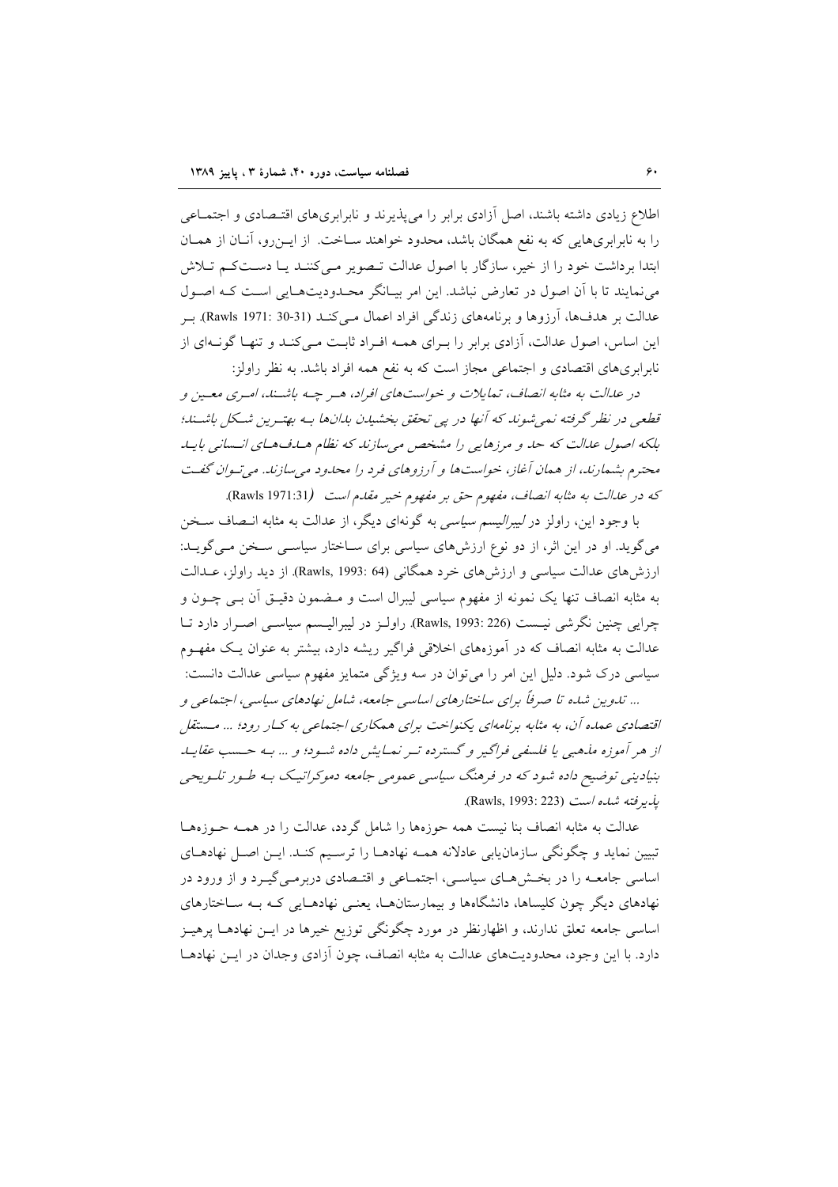اطلاع زیادی داشته باشند، اصل آزادی برابر را می‌پذیرند و نابرابری‌های اقتصادی و اجتماعی را به نابرابری‌هایی که به نفع همگان باشد، محدود خواهند ساخت. از این‌رو، آنان از همان ابتدا برداشت خود را از خیر، سازگار با اصول عدالت تصویر می‌کنند یا دست‌کم تلاش می‌نمایند تا با آن اصول در تعارض نباشد. این امر بیانگر محدودیت‌هایی است که اصول عدالت بر هدف‌ها، آرزوها و برنامه‌های زندگی افراد اعمال می‌کند (Rawls 1971: 30-31). بر این اساس، اصول عدالت، آزادی برابر را برای همه افراد ثابت می‌کند و تنها گونه‌ای از نابرابری‌های اقتصادی و اجتماعی مجاز است که به نفع همه افراد باشد. به نظر راولز:

*در عدالت به مثابه انصاف، تمایلات و خواست‌های افراد، هر چه باشند، امری معین و قطعی در نظر گرفته نمی‌شوند که آنها در پی تحقق بخشیدن بدان‌ها به بهترین شکل باشند؛ بلکه اصول عدالت که حد و مرزهایی را مشخص می‌سازند که نظام هدف‌های انسانی باید محترم بشمارند، از همان آغاز، خواست‌ها و آرزوهای فرد را محدود می‌سازند. می‌توان گفت که در عدالت به مثابه انصاف، مفهوم حق بر مفهوم خیر مقدم است* (Rawls 1971:31).

با وجود این، راولز در *لیبرالیسم سیاسی* به گونه‌ای دیگر، از عدالت به مثابه انصاف سخن می‌گوید. او در این اثر، از دو نوع ارزش‌های سیاسی برای ساختار سیاسی سخن می‌گوید: ارزش‌های عدالت سیاسی و ارزش‌های خرد همگانی (Rawls, 1993: 64). از دید راولز، عدالت به مثابه انصاف تنها یک نمونه از مفهوم سیاسی لیبرال است و مضمون دقیق آن بی چون و چرایی چنین نگرشی نیست (Rawls, 1993: 226). راولز در لیبرالیسم سیاسی اصرار دارد تا عدالت به مثابه انصاف که در آموزه‌های اخلاقی فراگیر ریشه دارد، بیشتر به عنوان یک مفهوم سیاسی درک شود. دلیل این امر را می‌توان در سه ویژگی متمایز مفهوم سیاسی عدالت دانست:

*... تدوین شده تا صرفاً برای ساختارهای اساسی جامعه، شامل نهادهای سیاسی، اجتماعی و اقتصادی عمده آن، به مثابه برنامه‌ای یکنواخت برای همکاری اجتماعی به کار رود؛ ... مستقل از هر آموزه مذهبی یا فلسفی فراگیر و گسترده‌تر نمایش داده شود؛ و ... به حسب عقاید بنیادینی توضیح داده شود که در فرهنگ سیاسی عمومی جامعه دموکراتیک به طور تلویحی پذیرفته شده است* (Rawls, 1993: 223).

عدالت به مثابه انصاف بنا نیست همه حوزه‌ها را شامل گردد، عدالت را در همه حوزه‌ها تبیین نماید و چگونگی سازمان‌یابی عادلانه همه نهادها را ترسیم کند. این اصل نهادهای اساسی جامعه را در بخش‌های سیاسی، اجتماعی و اقتصادی دربرمی‌گیرد و از ورود در نهادهای دیگر چون کلیساها، دانشگاه‌ها و بیمارستان‌ها، یعنی نهادهایی که به ساختارهای اساسی جامعه تعلق ندارند، و اظهارنظر در مورد چگونگی توزیع خیرها در این نهادها پرهیز دارد. با این وجود، محدودیت‌های عدالت به مثابه انصاف، چون آزادی وجدان در این نهادها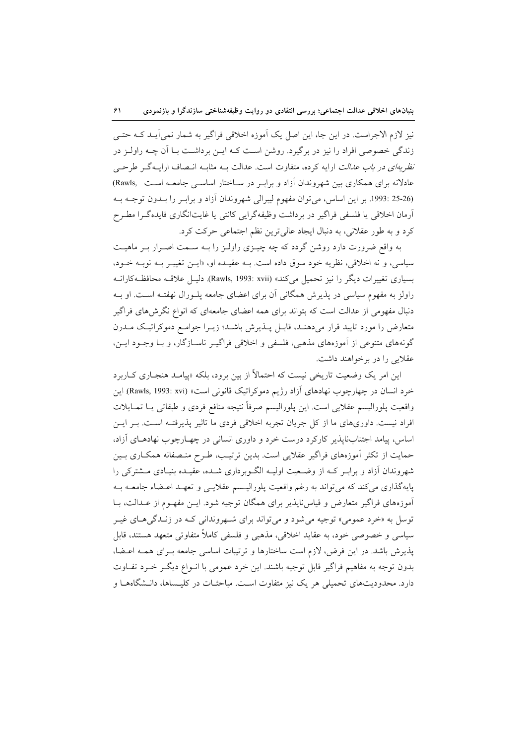نیز لازم الاجراست. در این جا، این اصل یک آموزه اخلاقی فراگیر به شمار نمی‌آید که حتی زندگی خصوصی افراد را نیز در برگیرد. روشن است که این برداشت با آن چه راولز در *نظریه‌ای در باب عدالت* ارایه کرده، متفاوت است. عدالت به مثابه انصاف ارایه‌گر طرحی عادلانه برای همکاری بین شهروندان آزاد و برابر در ساختار اساسی جامعه است (Rawls, 1993: 25-26). بر این اساس، می‌توان مفهوم لیبرالی شهروندان آزاد و برابر را بدون توجه به آرمان اخلاقی یا فلسفی فراگیر در برداشت وظیفه‌گرایی کانتی یا غایت‌انگاری فایده‌گرا مطرح کرد و به طور عقلانی، به دنبال ایجاد عالی‌ترین نظم اجتماعی حرکت کرد.

به واقع ضرورت دارد روشن گردد که چه چیزی راولز را به سمت اصرار بر ماهیت سیاسی، و نه اخلاقی، نظریه خود سوق داده است. به عقیده او، «این تغییر به نوبه خود، بسیاری تغییرات دیگر را نیز تحمیل می‌کند» (Rawls, 1993: xvii). دلیل علاقه محافظه‌کارانه راولز به مفهوم سیاسی در پذیرش همگانی آن برای اعضای جامعه پلورال نهفته است. او به دنبال مفهومی از عدالت است که بتواند برای همه اعضای جامعه‌ای که انواع نگرش‌های فراگیر متعارض را مورد تایید قرار می‌دهند، قابل پذیرش باشد؛ زیرا جوامع دموکراتیک مدرن گونه‌های متنوعی از آموزه‌های مذهبی، فلسفی و اخلاقی فراگیر ناسازگار، و با وجود این، عقلایی را در برخواهند داشت.

این امر یک وضعیت تاریخی نیست که احتمالاً از بین برود، بلکه «پیامد هنجاری کاربرد خرد انسان در چهارچوب نهادهای آزاد رژیم دموکراتیک قانونی است» (Rawls, 1993: xvi). این واقعیت پلورالیسم عقلایی است. این پلورالیسم صرفاً نتیجه منافع فردی و طبقاتی یا تمایلات افراد نیست. داوری‌های ما از کل جریان تجربه اخلاقی فردی ما تاثیر پذیرفته است. بر این اساس، پیامد اجتناب‌ناپذیر کارکرد درست خرد و داوری انسانی در چهارچوب نهادهای آزاد، حمایت از تکثر آموزه‌های فراگیر عقلایی است. بدین ترتیب، طرح منصفانه همکاری بین شهروندان آزاد و برابر که از وضعیت اولیه الگوبرداری شده، عقیده بنیادی مشترکی را پایه‌گذاری می‌کند که می‌تواند به رغم واقعیت پلورالیسم عقلایی و تعهد اعضاء جامعه به آموزه‌های فراگیر متعارض و قیاس‌ناپذیر برای همگان توجیه شود. این مفهوم از عدالت، با توسل به «خرد عمومی» توجیه می‌شود و می‌تواند برای شهروندانی که در زندگی‌های غیر سیاسی و خصوصی خود، به عقاید اخلاقی، مذهبی و فلسفی کاملاً متفاوتی متعهد هستند، قابل پذیرش باشد. در این فرض، لازم است ساختارها و ترتیبات اساسی جامعه برای همه اعضا، بدون توجه به مفاهیم فراگیر قابل توجیه باشند. این خرد عمومی با انواع دیگر خرد تفاوت دارد. محدودیت‌های تحمیلی هر یک نیز متفاوت است. مباحثات در کلیساها، دانشگاه‌ها و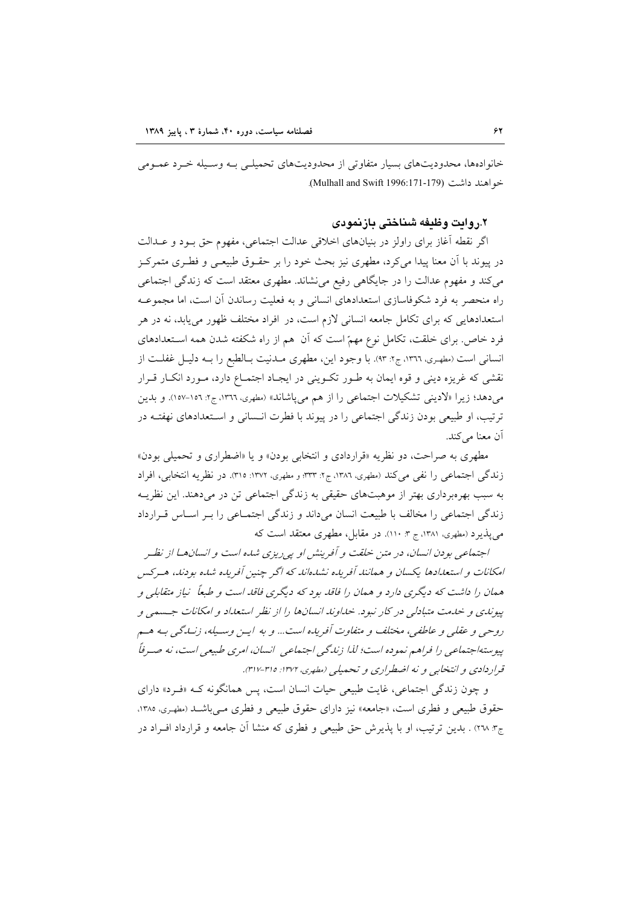خانواده‌ها، محدودیت‌های بسیار متفاوتی از محدودیت‌های تحمیلی به وسیله خرد عمومی خواهند داشت (Mulhall and Swift 1996:171-179).

## ۲.روایت وظیفه شناختی بازنمودی

اگر نقطه آغاز برای راولز در بنیان‌های اخلاقی عدالت اجتماعی، مفهوم حق بود و عدالت در پیوند با آن معنا پیدا می‌کرد، مطهری نیز بحث خود را بر حقوق طبیعی و فطری متمرکز می‌کند و مفهوم عدالت را در جایگاهی رفیع می‌نشاند. مطهری معتقد است که زندگی اجتماعی راه منحصر به فرد شکوفاسازی استعدادهای انسانی و به فعلیت رساندن آن است، اما مجموعه استعدادهایی که برای تکامل جامعه انسانی لازم است، در افراد مختلف ظهور می‌یابد، نه در هر فرد خاص. برای خلقت، تکامل نوع مهمّ است که آن هم از راه شکفته شدن همه استعدادهای انسانی است (مطهری، ۱۳٦٦، ج۲: ۹۳). با وجود این، مطهری مدنیت بالطبع را به دلیل غفلت از نقشی که غریزه دینی و قوه ایمان به طور تکوینی در ایجاد اجتماع دارد، مورد انکار قرار می‌دهد؛ زیرا «لادینی تشکیلات اجتماعی را از هم می‌پاشاند» (مطهری، ۱۳٦٦، ج۲: ۱۵٦-۱۵۷). و بدین ترتیب، او طبیعی بودن زندگی اجتماعی را در پیوند با فطرت انسانی و استعدادهای نهفته در آن معنا می‌کند.

مطهری به صراحت، دو نظریه «قراردادی و انتخابی بودن» و یا «اضطراری و تحمیلی بودن» زندگی اجتماعی را نفی می‌کند (مطهری، ۱۳۸٦، ج۲: ۳۳۳؛ و مطهری، ۱۳۷۲: ۳۱۵). در نظریه انتخابی، افراد به سبب بهره‌برداری بهتر از موهبت‌های حقیقی به زندگی اجتماعی تن در می‌دهند. این نظریه زندگی اجتماعی را مخالف با طبیعت انسان می‌داند و زندگی اجتماعی را بر اساس قرارداد می‌پذیرد (مطهری، ۱۳۸۱، ج ۳: ۱۱۰). در مقابل، مطهری معتقد است که

*اجتماعی بودن انسان، در متن خلقت و آفرینش او پی‌ریزی شده است و انسان‌ها از نظر امکانات و استعدادها یکسان و همانند آفریده نشده‌اند که اگر چنین آفریده شده بودند، هرکس همان را داشت که دیگری دارد و همان را فاقد بود که دیگری فاقد است و طبعاً نیاز متقابلی و پیوندی و خدمت متبادلی در کار نبود. خداوند انسان‌ها را از نظر استعداد و امکانات جسمی و روحی و عقلی و عاطفی، مختلف و متفاوت آفریده است... و به این وسیله، زندگی به هم پیوسته‌اجتماعی را فراهم نموده است؛ لذا زندگی اجتماعی انسان، امری طبیعی است، نه صرفاً قراردادی و انتخابی و نه اضطراری و تحمیلی* (مطهری، ۱۳۷۲: ۳۱۵-۳۱۷).

و چون زندگی اجتماعی، غایت طبیعی حیات انسان است، پس همانگونه که «فرد» دارای حقوق طبیعی و فطری است، «جامعه» نیز دارای حقوق طبیعی و فطری می‌باشد (مطهری، ۱۳۸۵، ج۳: ۲٦۸) . بدین ترتیب، او با پذیرش حق طبیعی و فطری که منشا آن جامعه و قرارداد افراد در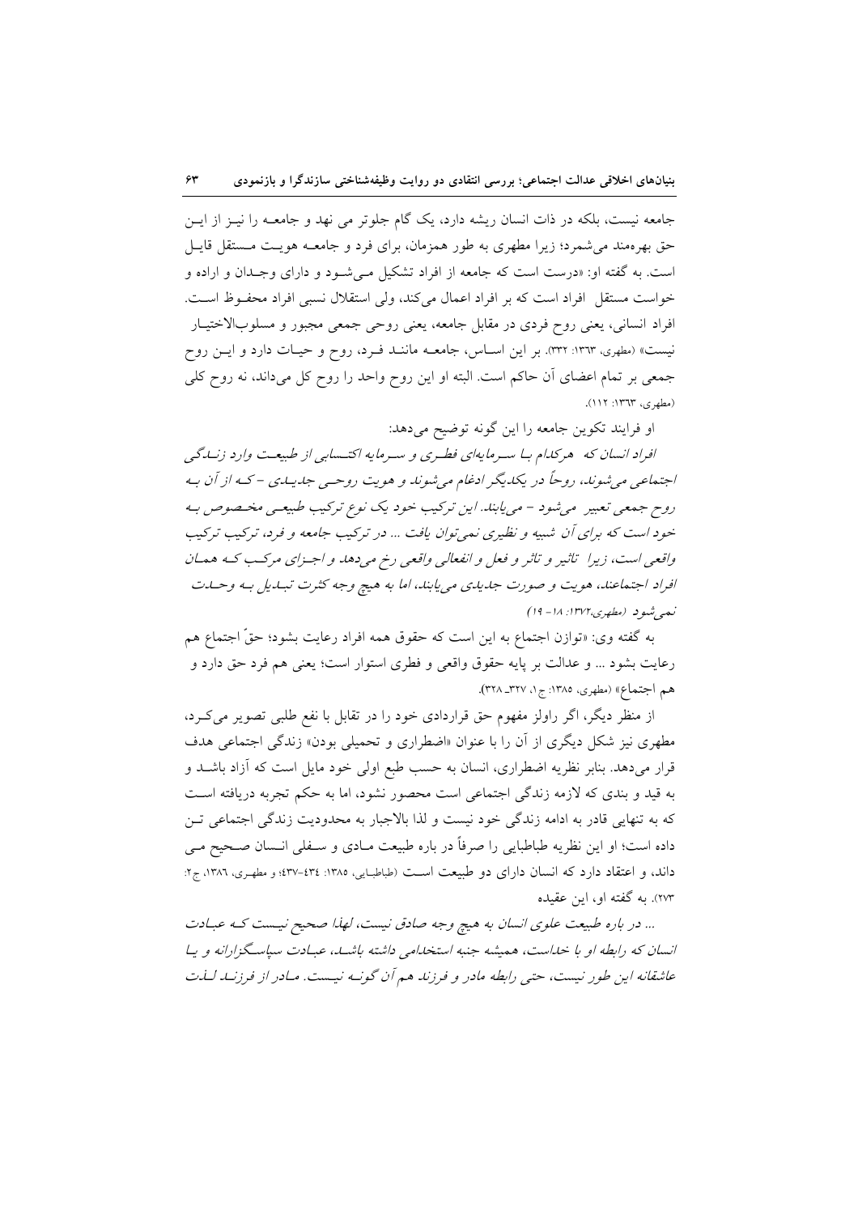جامعه نیست، بلکه در ذات انسان ریشه دارد، یک گام جلوتر می نهد و جامعــه را نیــز از ایــن حق بهره‌مند می‌شمرد؛ زیرا مطهری به طور همزمان، برای فرد و جامعــه هویــت مــستقل قایــل است. به گفته او: «درست است که جامعه از افراد تشکیل مـی‌شــود و دارای وجــدان و اراده و خواست مستقل افراد است که بر افراد اعمال می‌کند، ولی استقلال نسبی افراد محفــوظ اســت. افراد انسانی، یعنی روح فردی در مقابل جامعه، یعنی روحی جمعی مجبور و مسلوب‌الاختیــار نیست» (مطهری، ۱۳۶۳: ۳۳۲). بر این اســاس، جامعــه ماننــد فــرد، روح و حیــات دارد و ایــن روح جمعی بر تمام اعضای آن حاکم است. البته او این روح واحد را روح کل می‌داند، نه روح کلی (مطهری، ۱۳۶۳: ۱۱۲).

او فرایند تکوین جامعه را این گونه توضیح می‌دهد:

*افراد انسان که هرکدام بـا سـرمایه‌ای فطـری و سـرمایه اکتـسابی از طبیعـت وارد زنـدگی اجتماعی می‌شوند، روحاً در یکدیگر ادغام می‌شوند و هویت روحـی جدیـدی -کـه از آن بـه روح جمعی تعبیر می‌شود- می‌یابند. این ترکیب خود یک نوع ترکیب طبیعـی مخـصوص بـه خود است که برای آن شبیه و نظیری نمی‌توان یافت ... در ترکیب جامعه و فرد، ترکیب ترکیب واقعی است، زیرا تاثیر و تاثر و فعل و انفعالی واقعی رخ می‌دهد و اجـزای مرکـب کـه همـان افراد اجتماعند، هویت و صورت جدیدی می‌یابند، اما به هیچ وجه کثرت تبـدیل بـه وحـدت نمی‌شود* (مطهری،۱۳۷۲: ۱۸- ۱۹)

به گفته وی: «توازن اجتماع به این است که حقوق همه افراد رعایت بشود؛ حقّ اجتماع هم رعایت بشود ... و عدالت بر پایه حقوق واقعی و فطری استوار است؛ یعنی هم فرد حق دارد و هم اجتماع» (مطهری، ۱۳۸۵: ج۱، ۳۲۷_ ۳۲۸).

از منظر دیگر، اگر راولز مفهوم حق قراردادی خود را در تقابل با نفع طلبی تصویر می‌کـرد، مطهری نیز شکل دیگری از آن را با عنوان «اضطراری و تحمیلی بودن» زندگی اجتماعی هدف قرار می‌دهد. بنابر نظریه اضطراری، انسان به حسب طبع اولی خود مایل است که آزاد باشـد و به قید و بندی که لازمه زندگی اجتماعی است محصور نشود، اما به حکم تجربه دریافته اسـت که به تنهایی قادر به ادامه زندگی خود نیست و لذا بالاجبار به محدودیت زندگی اجتماعی تـن داده است؛ او این نظریه طباطبایی را صرفاً در باره طبیعت مـادی و سـفلی انـسان صـحیح مـی داند، و اعتقاد دارد که انسان دارای دو طبیعت اسـت (طباطبـایی، ۱۳۸۵: ۴۳۴-۴۳۷؛ و مطهـری، ۱۳۸۶، ج۲: ۲۷۳). به گفته او، این عقیده

*... در باره طبیعت علوی انسان به هیچ وجه صادق نیست، لهذا صحیح نیـست کـه عبـادت انسان که رابطه او با خداست، همیشه جنبه استخدامی داشته باشـد، عبـادت سپاسـگزارانه و یـا عاشقانه این طور نیست، حتی رابطه مادر و فرزند هم آن گونـه نیـست. مـادر از فرزنـد لـذت*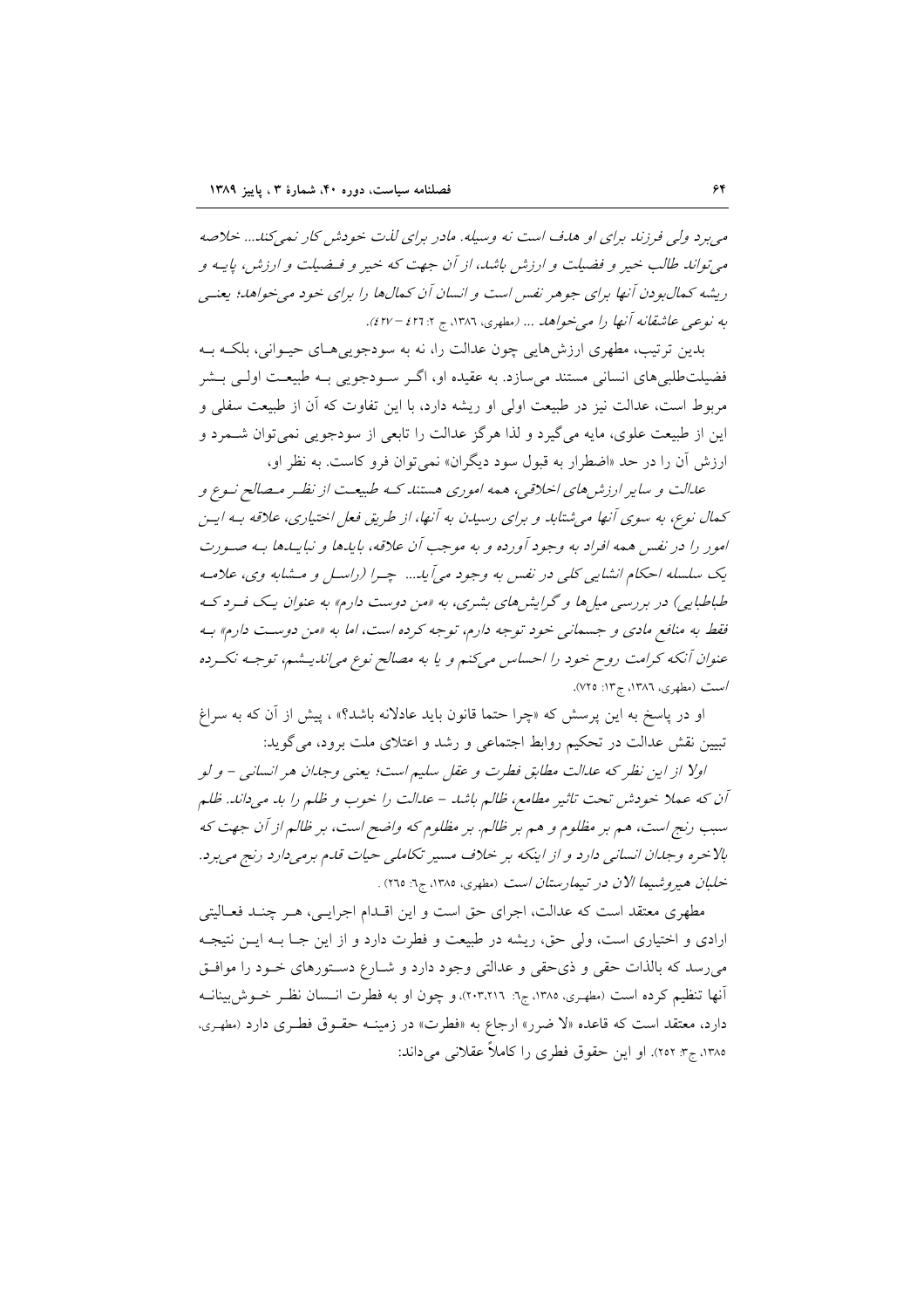*می‌برد ولی فرزند برای او هدف است نه وسیله. مادر برای لذت خودش کار نمی‌کند... خلاصه می‌تواند طالب خیر و فضیلت و ارزش باشد، از آن جهت که خیر و فضیلت و ارزش، پایه و ریشه کمال‌بودن آنها برای جوهر نفس است و انسان آن کمال‌ها را برای خود می‌خواهد؛ یعنی به نوعی عاشقانه آنها را می‌خواهد ...* (مطهری، ۱۳۸۶، ج ۲: ۴۲۶ – ۴۲۷).

بدین ترتیب، مطهری ارزش‌هایی چون عدالت را، نه به سودجویی‌های حیوانی، بلکه به فضیلت‌طلبی‌های انسانی مستند می‌سازد. به عقیده او، اگر سودجویی به طبیعت اولی بشر مربوط است، عدالت نیز در طبیعت اولی او ریشه دارد، با این تفاوت که آن از طبیعت سفلی و این از طبیعت علوی، مایه می‌گیرد و لذا هرگز عدالت را تابعی از سودجویی نمی‌توان شمرد و ارزش آن را در حد «اضطرار به قبول سود دیگران» نمی‌توان فرو کاست. به نظر او،

*عدالت و سایر ارزش‌های اخلاقی، همه اموری هستند که طبیعت از نظر مصالح نوع و کمال نوع، به سوی آنها می‌شتابد و برای رسیدن به آنها، از طریق فعل اختیاری، علاقه به این امور را در نفس همه افراد به وجود آورده و به موجب آن علاقه، بایدها و نبایدها به صورت یک سلسله احکام انشایی کلی در نفس به وجود می‌آید... چرا (راسل و مشابه وی، علامه طباطبایی) در بررسی میل‌ها و گرایش‌های بشری، به «من دوست دارم» به عنوان یک فرد که فقط به منافع مادی و جسمانی خود توجه دارم، توجه کرده است، اما به «من دوست دارم» به عنوان آنکه کرامت روح خود را احساس می‌کنم و یا به مصالح نوع می‌اندیشم، توجه نکرده است* (مطهری، ۱۳۸۶، ج۱۳: ۷۲۵).

او در پاسخ به این پرسش که «چرا حتما قانون باید عادلانه باشد؟» ، پیش از آن که به سراغ تبیین نقش عدالت در تحکیم روابط اجتماعی و رشد و اعتلای ملت برود، می‌گوید:

*اولا از این نظر که عدالت مطابق فطرت و عقل سلیم است؛ یعنی وجدان هر انسانی – و لو آن که عملا خودش تحت تاثیر مطامع، ظالم باشد – عدالت را خوب و ظلم را بد می‌داند. ظلم سبب رنج است، هم بر مظلوم و هم بر ظالم. بر مظلوم که واضح است، بر ظالم از آن جهت که بالاخره وجدان انسانی دارد و از اینکه بر خلاف مسیر تکاملی حیات قدم برمی‌دارد رنج می‌برد. خلبان هیروشیما الان در تیمارستان است* (مطهری، ۱۳۸۵، ج۶: ۲۶۵) .

مطهری معتقد است که عدالت، اجرای حق است و این اقدام اجرایی، هر چند فعالیتی ارادی و اختیاری است، ولی حق، ریشه در طبیعت و فطرت دارد و از این جا به این نتیجه می‌رسد که بالذات حقی و ذی‌حقی و عدالتی وجود دارد و شارع دستورهای خود را موافق آنها تنظیم کرده است (مطهری، ۱۳۸۵، ج۶: ۲۰۳،۲۱۶)، و چون او به فطرت انسان نظر خوش‌بینانه دارد، معتقد است که قاعده «لا ضرر» ارجاع به «فطرت» در زمینه حقوق فطری دارد (مطهری، ۱۳۸۵، ج۳: ۲۵۲). او این حقوق فطری را کاملاً عقلانی می‌داند: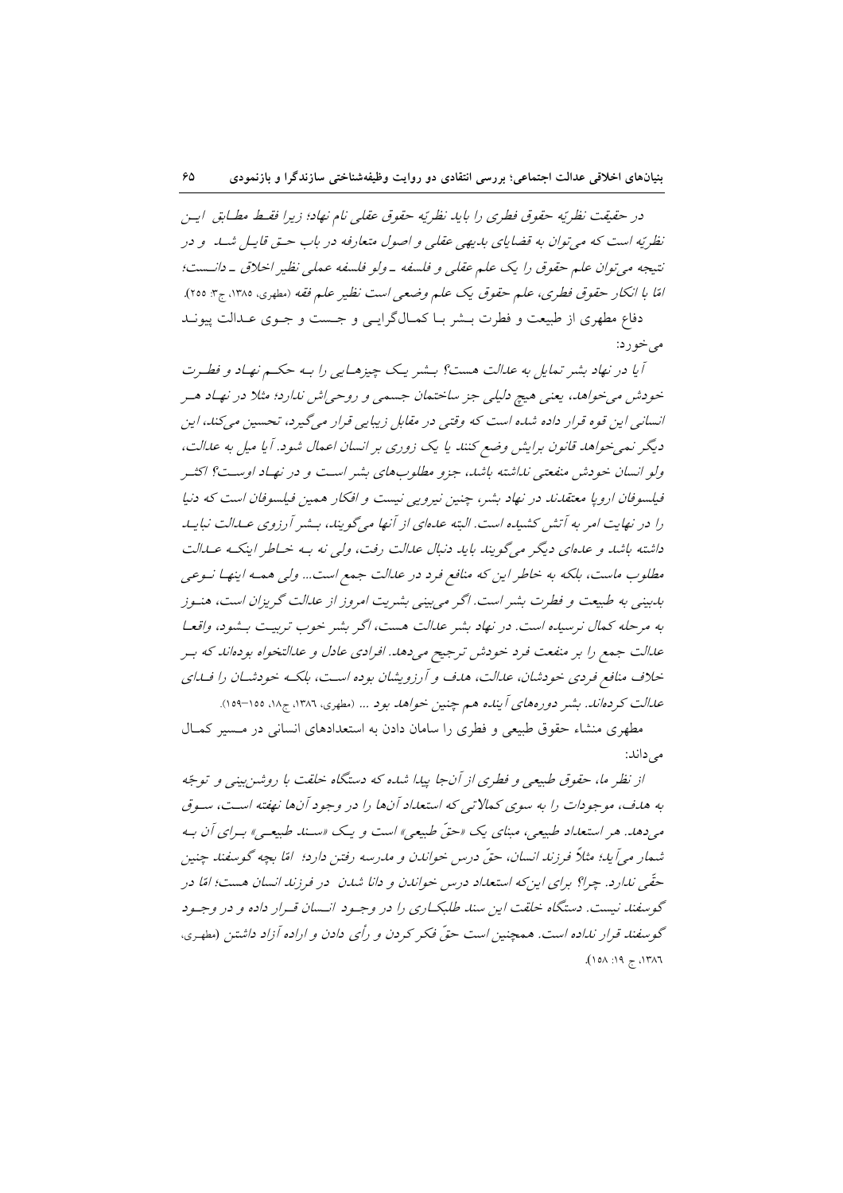*در حقیقت نظریّه حقوق فطری را باید نظریّه حقوق عقلی نام نهاد؛ زیرا فقط مطابق این نظریّه است که می‌توان به قضایای بدیهی عقلی و اصول متعارفه در باب حق قایل شد و در نتیجه می‌توان علم حقوق را یک علم عقلی و فلسفه ـ ولو فلسفه عملی نظیر اخلاق ـ دانست؛ امّا با انکار حقوق فطری، علم حقوق یک علم وضعی است نظیر علم فقه* (مطهری، ۱۳۸۵، ج۳: ۲۵۵).

دفاع مطهری از طبیعت و فطرت بشر با کمال‌گرایی و جست و جوی عدالت پیوند می‌خورد:

*آیا در نهاد بشر تمایل به عدالت هست؟ بشر یک چیزهایی را به حکم نهاد و فطرت خودش می‌خواهد، یعنی هیچ دلیلی جز ساختمان جسمی و روحی‌اش ندارد؛ مثلاً در نهاد هر انسانی این قوه قرار داده شده است که وقتی در مقابل زیبایی قرار می‌گیرد، تحسین می‌کند، این دیگر نمی‌خواهد قانون برایش وضع کنند یا یک زوری بر انسان اعمال شود. آیا میل به عدالت، ولو انسان خودش منفعتی نداشته باشد، جزو مطلوب‌های بشر است و در نهاد اوست؟ اکثر فیلسوفان اروپا معتقدند در نهاد بشر، چنین نیرویی نیست و افکار همین فیلسوفان است که دنیا را در نهایت امر به آتش کشیده است. البته عده‌ای از آنها می‌گویند، بشر آرزوی عدالت نباید داشته باشد و عده‌ای دیگر می‌گویند باید دنبال عدالت رفت، ولی نه به خاطر اینکه عدالت مطلوب ماست، بلکه به خاطر این‌که منافع فرد در عدالت جمع است... ولی همه اینها نوعی بدبینی به طبیعت و فطرت بشر است. اگر می‌بینی بشریت امروز از عدالت گریزان است، هنوز به مرحله کمال نرسیده است. در نهاد بشر عدالت هست، اگر بشر خوب تربیت بشود، واقعاً عدالت جمع را بر منفعت فرد خودش ترجیح می‌دهد. افرادی عادل و عدالتخواه بوده‌اند که بر خلاف منافع فردی خودشان، عدالت، هدف و آرزویشان بوده است، بلکه خودشان را فدای عدالت کرده‌اند. بشر دوره‌های آینده هم چنین خواهد بود ...* (مطهری، ۱۳۸٦، ج۱۸، ۱۵۵–۱۵۹).

مطهری منشاء حقوق طبیعی و فطری را سامان دادن به استعدادهای انسانی در مسیر کمال می‌داند:

*از نظر ما، حقوق طبیعی و فطری از آن‌جا پیدا شده که دستگاه خلقت با روشن‌بینی و توجّه به هدف، موجودات را به سوی کمالاتی که استعداد آن‌ها را در وجود آن‌ها نهفته است، سوق می‌دهد. هر استعداد طبیعی، مبنای یک «حقّ طبیعی» است و یک «سند طبیعی» برای آن به شمار می‌آید؛ مثلاً فرزند انسان، حقّ درس خواندن و مدرسه رفتن دارد؛ امّا بچه گوسفند چنین حقّی ندارد. چرا؟ برای این‌که استعداد درس خواندن و دانا شدن در فرزند انسان هست؛ امّا در گوسفند نیست. دستگاه خلقت این سند طلبکاری را در وجود انسان قرار داده و در وجود گوسفند قرار نداده است. همچنین است حقّ فکر کردن و رأی دادن و اراده آزاد داشتن* (مطهری، ۱۳۸٦، ج ۱۹: ۱۵۸).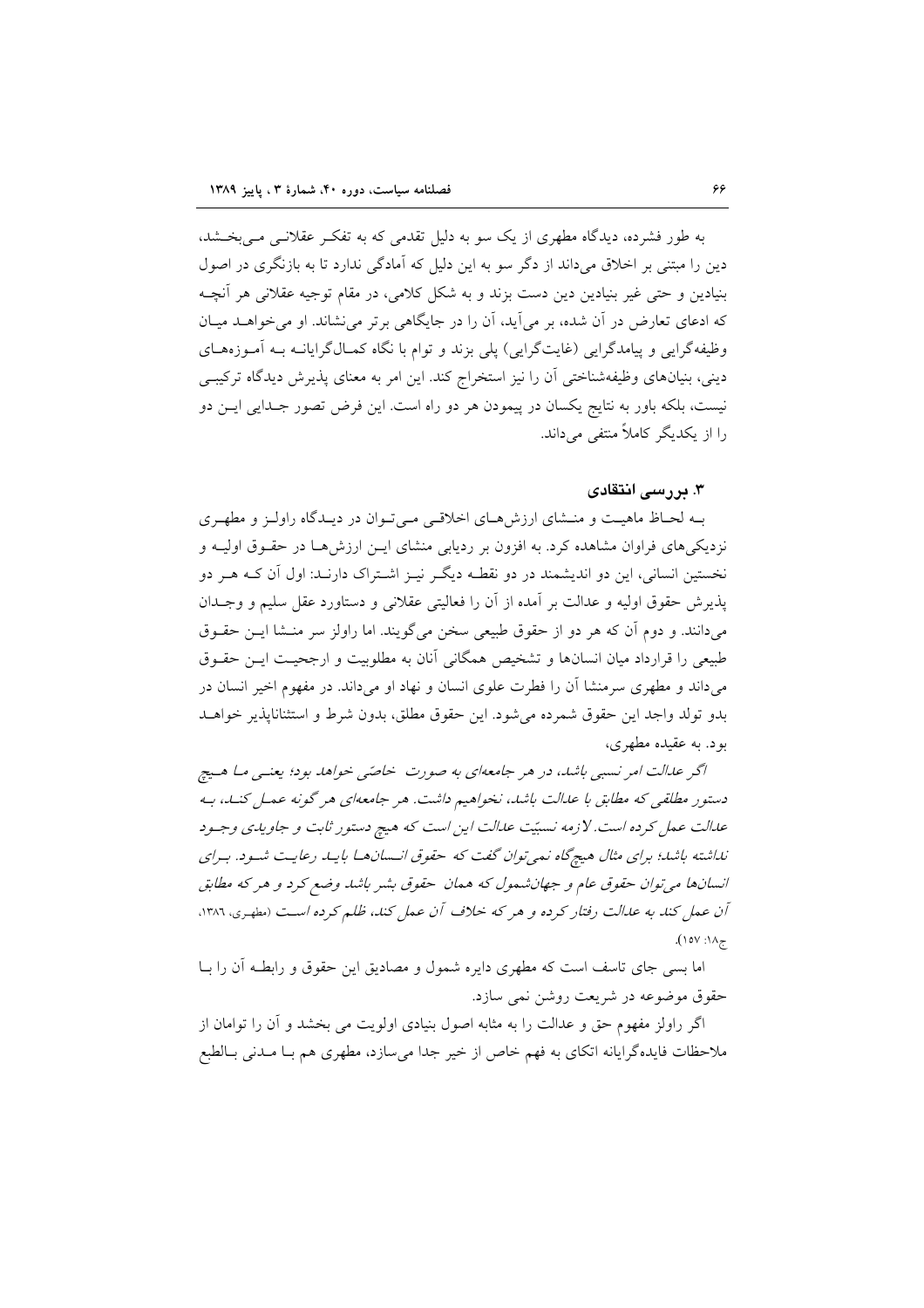به طور فشرده، دیدگاه مطهری از یک سو به دلیل تقدمی که به تفکـر عقلانـی مـی‌بخـشد، دین را مبتنی بر اخلاق می‌داند از دگر سو به این دلیل که آمادگی ندارد تا به بازنگری در اصول بنیادین و حتی غیر بنیادین دین دست بزند و به شکل کلامی، در مقام توجیه عقلانی هر آنچـه که ادعای تعارض در آن شده، بر می‌آید، آن را در جایگاهی برتر می‌نشاند. او می‌خواهـد میـان وظیفه‌گرایی و پیامدگرایی (غایت‌گرایی) پلی بزند و توام با نگاه کمـال‌گرایانـه بـه آمـوزه‌هـای دینی، بنیان‌های وظیفه‌شناختی آن را نیز استخراج کند. این امر به معنای پذیرش دیدگاه ترکیبـی نیست، بلکه باور به نتایج یکسان در پیمودن هر دو راه است. این فرض تصور جـدایی ایـن دو را از یکدیگر کاملاً منتفی می‌داند.

### ۳. بررسی انتقادی

بـه لحـاظ ماهیـت و منـشای ارزش‌هـای اخلاقـی مـی‌تـوان در دیـدگاه راولـز و مطهـری نزدیکی‌های فراوان مشاهده کرد. به افزون بر ردیابی منشای ایـن ارزش‌هـا در حقـوق اولیـه و نخستین انسانی، این دو اندیشمند در دو نقطـه دیگـر نیـز اشـتراک دارنـد: اول آن کـه هـر دو پذیرش حقوق اولیه و عدالت بر آمده از آن را فعالیتی عقلانی و دستاورد عقل سلیم و وجـدان می‌دانند. و دوم آن که هر دو از حقوق طبیعی سخن می‌گویند. اما راولز سر منـشا ایـن حقـوق طبیعی را قرارداد میان انسان‌ها و تشخیص همگانی آنان به مطلوبیت و ارجحیـت ایـن حقـوق می‌داند و مطهری سرمنشا آن را فطرت علوی انسان و نهاد او می‌داند. در مفهوم اخیر انسان در بدو تولد واجد این حقوق شمرده می‌شود. این حقوق مطلق، بدون شرط و استثناناپذیر خواهـد بود. به عقیده مطهری،

*اگر عدالت امر نسبی باشد، در هر جامعه‌ای به صورت خاصّی خواهد بود؛ یعنـی مـا هـیچ دستور مطلقی که مطابق با عدالت باشد، نخواهیم داشت. هر جامعه‌ای هر گونه عمـل کنـد، بـه عدالت عمل کرده است. لازمه نسبیّت عدالت این است که هیچ دستور ثابت و جاویدی وجـود نداشته باشد؛ برای مثال هیچ‌گاه نمی‌توان گفت که حقوق انـسان‌هـا بایـد رعایـت شـود. بـرای انسان‌ها می‌توان حقوق عام و جهان‌شمول که همان حقوق بشر باشد وضع کرد و هر که مطابق آن عمل کند به عدالت رفتار کرده و هر که خلاف آن عمل کند، ظلم کرده اسـت* (مطهری، ۱۳۸٦، ج۱۸: ۱۵۷).

اما بسی جای تاسف است که مطهری دایره شمول و مصادیق این حقوق و رابطـه آن را بـا حقوق موضوعه در شریعت روشن نمی سازد.

اگر راولز مفهوم حق و عدالت را به مثابه اصول بنیادی اولویت می بخشد و آن را توامان از ملاحظات فایده‌گرایانه اتکای به فهم خاص از خیر جدا می‌سازد، مطهری هم بـا مـدنی بـالطبع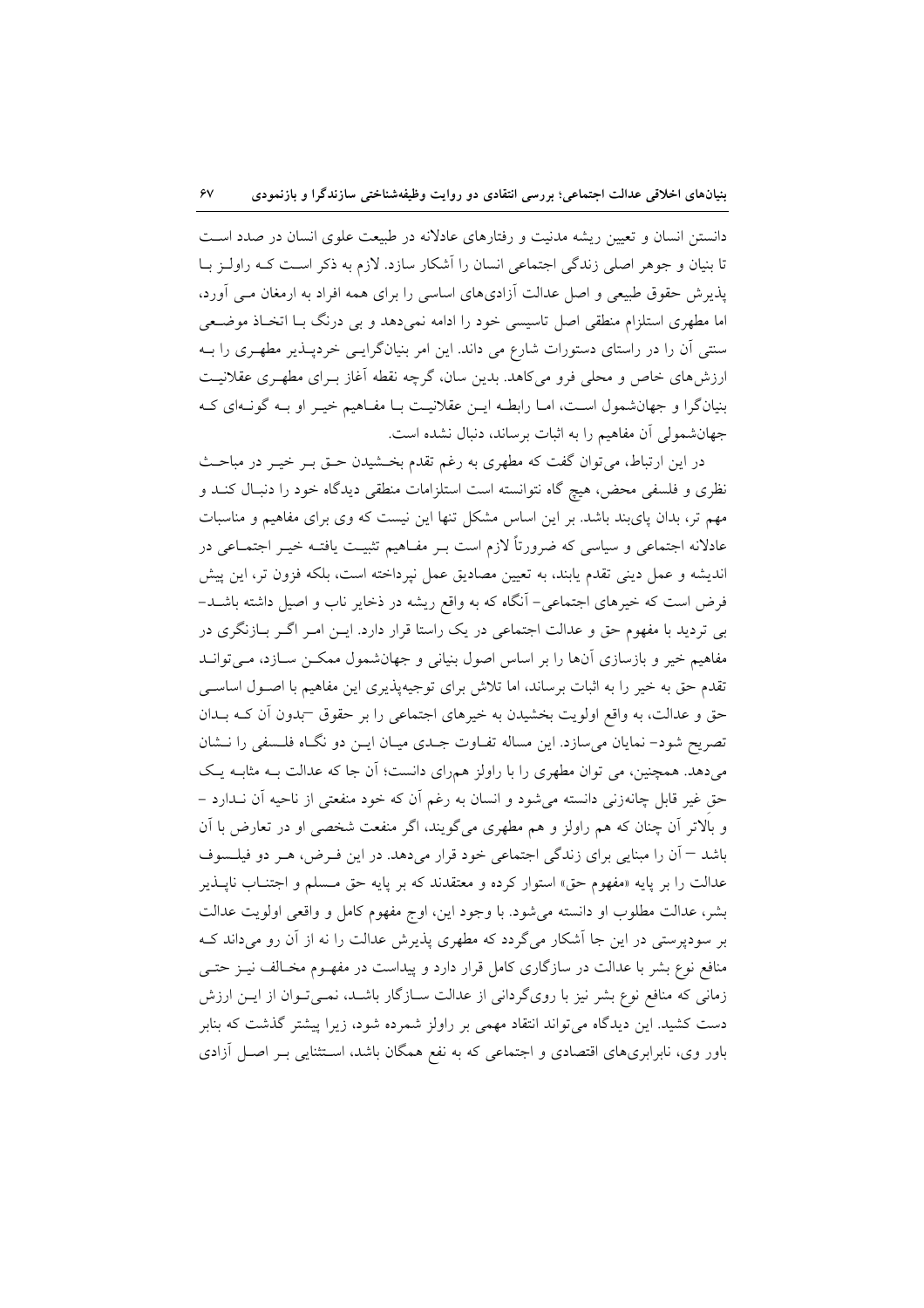دانستن انسان و تعیین ریشه مدنیت و رفتارهای عادلانه در طبیعت علوی انسان در صدد است تا بنیان و جوهر اصلی زندگی اجتماعی انسان را آشکار سازد. لازم به ذکر است کـه راولـز بـا پذیرش حقوق طبیعی و اصل عدالت آزادی‌های اساسی را برای همه افراد به ارمغان مـی آورد، اما مطهری استلزام منطقی اصل تاسیسی خود را ادامه نمی‌دهد و بی درنگ بـا اتخـاذ موضـعی سنتی آن را در راستای دستورات شارع می داند. این امر بنیان‌گرایـی خردپـذیر مطهـری را بـه ارزش‌های خاص و محلی فرو می‌کاهد. بدین سان، گرچه نقطه آغاز بـرای مطهـری عقلانیـت بنیانگرا و جهان‌شمول اسـت، امـا رابطـه ایـن عقلانیـت بـا مفـاهیم خیـر او بـه گونـه‌ای کـه جهان‌شمولی آن مفاهیم را به اثبات برساند، دنبال نشده است.

در این ارتباط، می‌توان گفت که مطهری به رغم تقدم بخـشیدن حـق بـر خیـر در مباحـث نظری و فلسفی محض، هیچ گاه نتوانسته است استلزامات منطقی دیدگاه خود را دنبـال کنـد و مهم تر، بدان پای‌بند باشد. بر این اساس مشکل تنها این نیست که وی برای مفاهیم و مناسبات عادلانه اجتماعی و سیاسی که ضرورتاً لازم است بـر مفـاهیم تثبیـت یافتـه خیـر اجتمـاعی در اندیشه و عمل دینی تقدم یابند، به تعیین مصادیق عمل نپرداخته است، بلکه فزون تر، این پیش فرض است که خیرهای اجتماعی- آنگاه که به واقع ریشه در ذخایر ناب و اصیل داشته باشـد- بی تردید با مفهوم حق و عدالت اجتماعی در یک راستا قرار دارد. ایـن امـر اگـر بـازنگری در مفاهیم خیر و بازسازی آن‌ها را بر اساس اصول بنیانی و جهان‌شمول ممکـن سـازد، مـی‌توانـد تقدم حق به خیر را به اثبات برساند، اما تلاش برای توجیه‌پذیری این مفاهیم با اصـول اساسـی حق و عدالت، به واقع اولویت بخشیدن به خیرهای اجتماعی را بر حقوق –بدون آن کـه بـدان تصریح شود- نمایان می‌سازد. این مساله تفـاوت جـدی میـان ایـن دو نگـاه فلـسفی را نـشان می‌دهد. همچنین، می توان مطهری را با راولز همرای دانست؛ آن جا که عدالت بـه مثابـه یـک حق غیر قابل چانه‌زنی دانسته می‌شود و انسان به رغم آن که خود منفعتی از ناحیه آن نـدارد - و بالاتر آن چنان که هم راولز و هم مطهری می‌گویند، اگر منفعت شخصی او در تعارض با آن باشد – آن را مبنایی برای زندگی اجتماعی خود قرار می‌دهد. در این فـرض، هـر دو فیلـسوف عدالت را بر پایه «مفهوم حق» استوار کرده و معتقدند که بر پایه حق مـسلم و اجتنـاب ناپـذیر بشر، عدالت مطلوب او دانسته می‌شود. با وجود این، اوج مفهوم کامل و واقعی اولویت عدالت بر سودپرستی در این جا آشکار می‌گردد که مطهری پذیرش عدالت را نه از آن رو می‌داند کـه منافع نوع بشر با عدالت در سازگاری کامل قرار دارد و پیداست در مفهـوم مخـالف نیـز حتـی زمانی که منافع نوع بشر نیز با روی‌گردانی از عدالت سـازگار باشـد، نمـی‌تـوان از ایـن ارزش دست کشید. این دیدگاه می‌تواند انتقاد مهمی بر راولز شمرده شود، زیرا پیشتر گذشت که بنابر باور وی، نابرابری‌های اقتصادی و اجتماعی که به نفع همگان باشد، اسـتثنایی بـر اصـل آزادی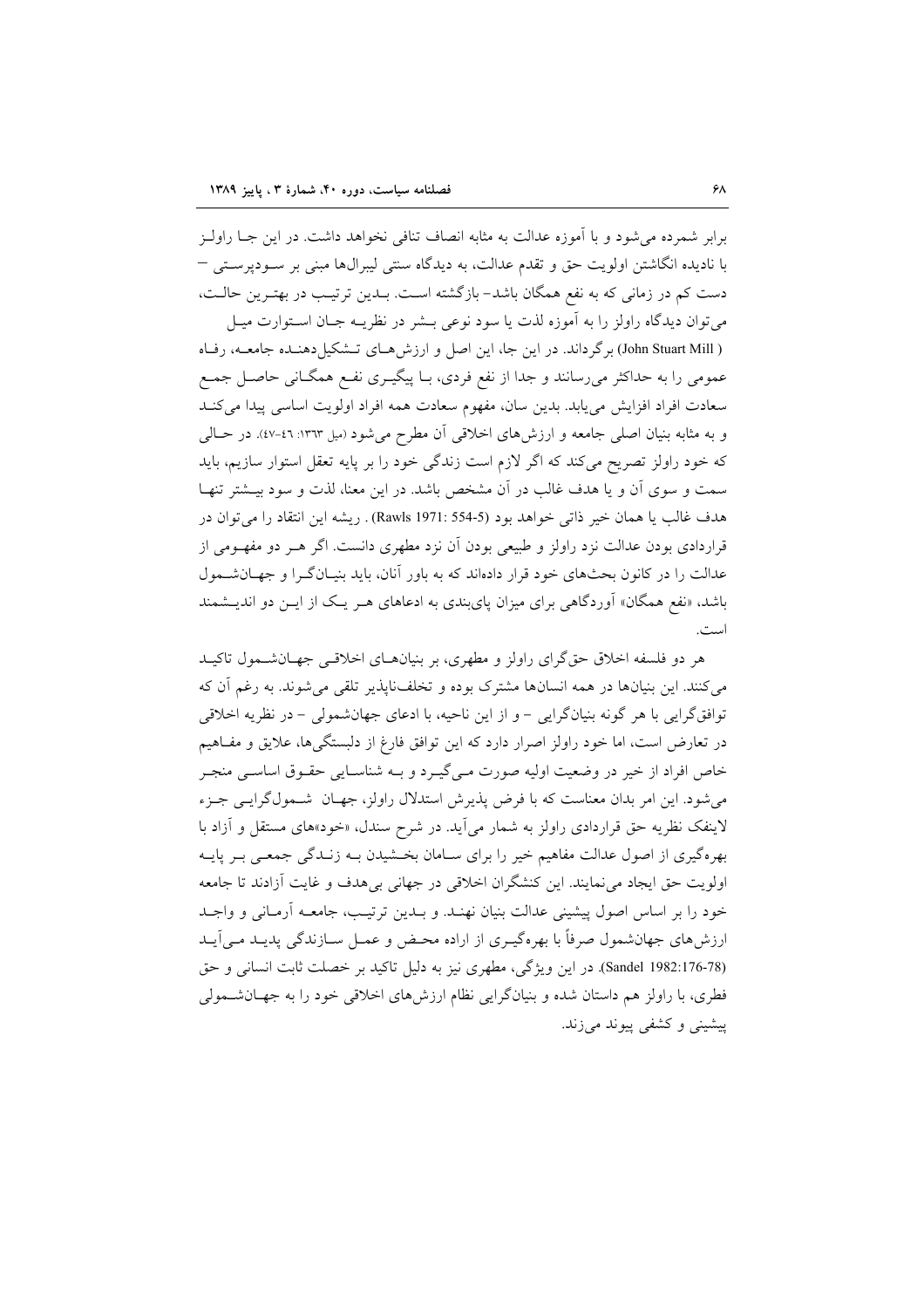برابر شمرده می‌شود و با آموزه عدالت به مثابه انصاف تنافی نخواهد داشت. در این جا راولز با نادیده انگاشتن اولویت حق و تقدم عدالت، به دیدگاه سنتی لیبرال‌ها مبنی بر سودپرستی – دست کم در زمانی که به نفع همگان باشد– بازگشته است. بدین ترتیب در بهترین حالت، می‌توان دیدگاه راولز را به آموزه لذت یا سود نوعی بشر در نظریه جان استوارت میل (John Stuart Mill ) برگرداند. در این جا، این اصل و ارزش‌های تشکیل‌دهنده جامعه، رفاه عمومی را به حداکثر می‌رسانند و جدا از نفع فردی، با پیگیری نفع همگانی حاصل جمع سعادت افراد افزایش می‌یابد. بدین سان، مفهوم سعادت همه افراد اولویت اساسی پیدا می‌کند و به مثابه بنیان اصلی جامعه و ارزش‌های اخلاقی آن مطرح می‌شود (میل ۱۳۶۳: ٤٦-٤٧). در حالی که خود راولز تصریح می‌کند که اگر لازم است زندگی خود را بر پایه تعقل استوار سازیم، باید سمت و سوی آن و یا هدف غالب در آن مشخص باشد. در این معنا، لذت و سود بیشتر تنها هدف غالب یا همان خیر ذاتی خواهد بود (Rawls 1971: 554-5) . ریشه این انتقاد را می‌توان در قراردادی بودن عدالت نزد راولز و طبیعی بودن آن نزد مطهری دانست. اگر هر دو مفهومی از عدالت را در کانون بحث‌های خود قرار داده‌اند که به باور آنان، باید بنیانگرا و جهانشمول باشد، «نفع همگان» آوردگاهی برای میزان پای‌بندی به ادعاهای هر یک از این دو اندیشمند است.

هر دو فلسفه اخلاق حق‌گرای راولز و مطهری، بر بنیان‌های اخلاقی جهانشمول تاکید می‌کنند. این بنیان‌ها در همه انسان‌ها مشترک بوده و تخلف‌ناپذیر تلقی می‌شوند. به رغم آن که توافق‌گرایی با هر گونه بنیانگرایی – و از این ناحیه، با ادعای جهانشمولی – در نظریه اخلاقی در تعارض است، اما خود راولز اصرار دارد که این توافق فارغ از دلبستگی‌ها، علایق و مفاهیم خاص افراد از خیر در وضعیت اولیه صورت می‌گیرد و به شناسایی حقوق اساسی منجر می‌شود. این امر بدان معناست که با فرض پذیرش استدلال راولز، جهان شمول‌گرایی جزء لاینفک نظریه حق قراردادی راولز به شمار می‌آید. در شرح سندل، «خود»های مستقل و آزاد با بهره‌گیری از اصول عدالت مفاهیم خیر را برای سامان بخشیدن به زندگی جمعی بر پایه اولویت حق ایجاد می‌نمایند. این کنشگران اخلاقی در جهانی بی‌هدف و غایت آزادند تا جامعه خود را بر اساس اصول پیشینی عدالت بنیان نهند. و بدین ترتیب، جامعه آرمانی و واجد ارزش‌های جهانشمول صرفاً با بهره‌گیری از اراده محض و عمل سازندگی پدید می‌آید (Sandel 1982:176-78). در این ویژگی، مطهری نیز به دلیل تاکید بر خصلت ثابت انسانی و حق فطری، با راولز هم داستان شده و بنیانگرایی نظام ارزش‌های اخلاقی خود را به جهانشمولی پیشینی و کشفی پیوند می‌زند.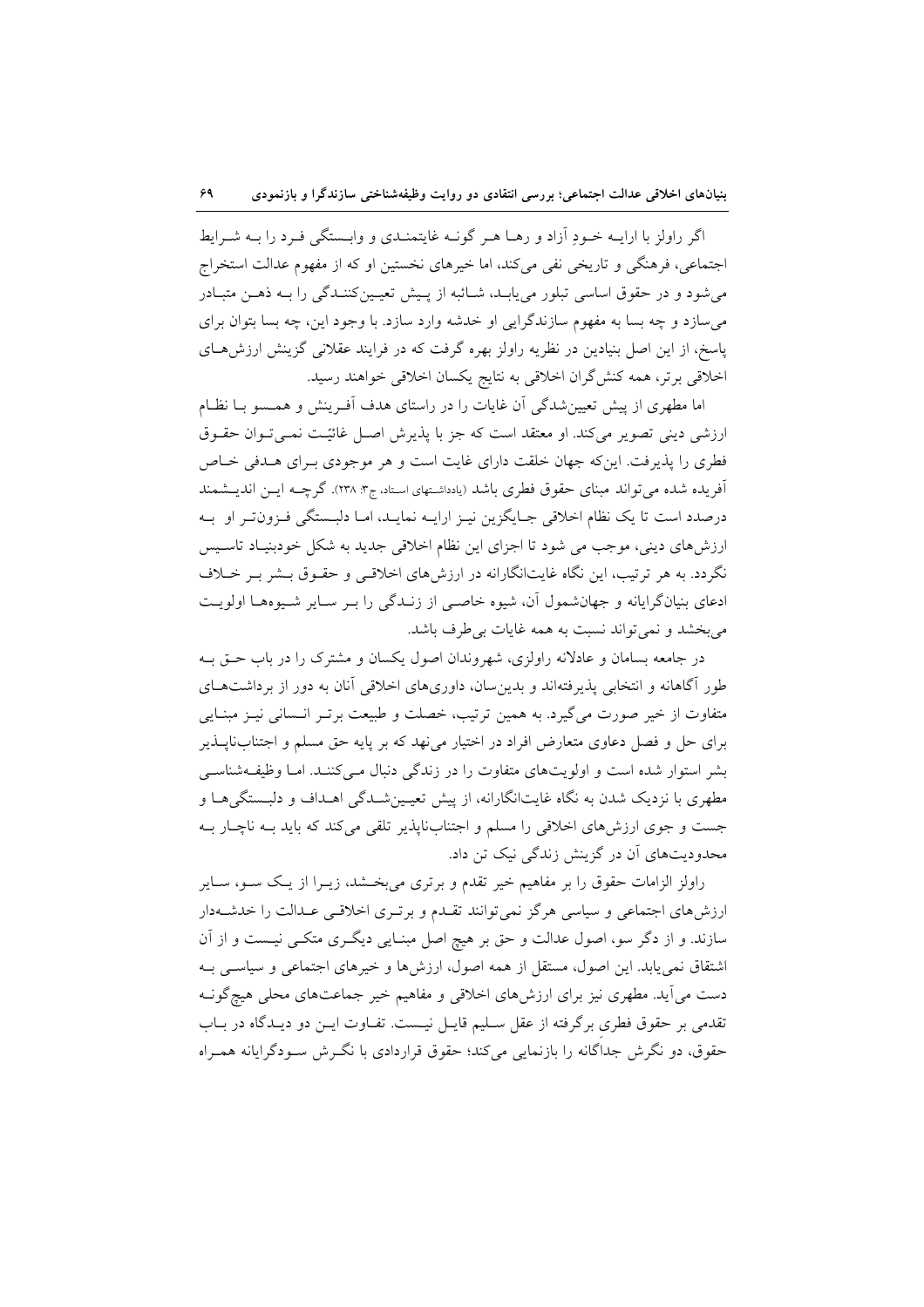اگر راولز با ارایــه خــودِ آزاد و رهــا هــر گونــه غایتمنــدی و وابــستگی فــرد را بــه شــرایط اجتماعی، فرهنگی و تاریخی نفی می‌کند، اما خیرهای نخستین او که از مفهوم عدالت استخراج می‌شود و در حقوق اساسی تبلور می‌یابــد، شــائبه از پــیش تعیــین‌کننــدگی را بــه ذهــن متبــادر می‌سازد و چه بسا به مفهوم سازندگرایی او خدشه وارد سازد. با وجود این، چه بسا بتوان برای پاسخ، از این اصل بنیادین در نظریه راولز بهره گرفت که در فرایند عقلانی گزینش ارزش‌هـای اخلاقی برتر، همه کنش‌گران اخلاقی به نتایج یکسان اخلاقی خواهند رسید.

اما مطهری از پیش تعیین‌شدگی آن غایات را در راستای هدف آفــرینش و همــسو بــا نظــام ارزشی دینی تصویر می‌کند. او معتقد است که جز با پذیرش اصــل غائیّــت نمــی‌تــوان حقــوق فطری را پذیرفت. این‌که جهان خلقت دارای غایت است و هر موجودی بــرای هــدفی خــاص آفریده شده می‌تواند مبنای حقوق فطری باشد (یادداشتهای استاد، ج۳: ۲۳۸). گرچــه ایــن اندیــشمند درصدد است تا یک نظام اخلاقی جــایگزین نیــز ارایــه نمایــد، امــا دلبــستگی فــزون‌تــر او بــه ارزش‌های دینی، موجب می شود تا اجزای این نظام اخلاقی جدید به شکل خودبنیــاد تاســیس نگردد. به هر ترتیب، این نگاه غایت‌انگارانه در ارزش‌های اخلاقــی و حقــوق بــشر بــر خــلاف ادعای بنیان‌گرایانه و جهان‌شمول آن، شیوه خاصــی از زنــدگی را بــر ســایر شــیوه‌هــا اولویــت می‌بخشد و نمی‌تواند نسبت به همه غایات بی‌طرف باشد.

در جامعه بسامان و عادلانه راولزی، شهروندان اصول یکسان و مشترک را در باب حــق بــه طور آگاهانه و انتخابی پذیرفته‌اند و بدین‌سان، داوری‌های اخلاقی آنان به دور از برداشت‌هــای متفاوت از خیر صورت می‌گیرد. به همین ترتیب، خصلت و طبیعت برتــر انــسانی نیــز مبنــایی برای حل و فصل دعاوی متعارض افراد در اختیار می‌نهد که بر پایه حق مسلم و اجتناب‌ناپــذیر بشر استوار شده است و اولویت‌های متفاوت را در زندگی دنبال مــی‌کننــد. امــا وظیفــه‌شناســی مطهری با نزدیک شدن به نگاه غایت‌انگارانه، از پیش تعیــین‌شــدگی اهــداف و دلبــستگی‌هــا و جست و جوی ارزش‌های اخلاقی را مسلم و اجتناب‌ناپذیر تلقی می‌کند که باید بــه ناچــار بــه محدودیت‌های آن در گزینش زندگی نیک تن داد.

راولز الزامات حقوق را بر مفاهیم خیر تقدم و برتری می‌بخــشد، زیــرا از یــک ســو، ســایر ارزش‌های اجتماعی و سیاسی هرگز نمی‌توانند تقــدم و برتــری اخلاقــی عــدالت را خدشــه‌دار سازند. و از دگر سو، اصول عدالت و حق بر هیچ اصل مبنــایی دیگــری متکــی نیــست و از آن اشتقاق نمی‌یابد. این اصول، مستقل از همه اصول، ارزش‌ها و خیرهای اجتماعی و سیاســی بــه دست می‌آید. مطهری نیز برای ارزش‌های اخلاقی و مفاهیم خیر جماعت‌های محلی هیچ‌گونــه تقدمی بر حقوق فطری برگرفته از عقل ســلیم قایــل نیــست. تفــاوت ایــن دو دیــدگاه در بــاب حقوق، دو نگرش جداگانه را بازنمایی می‌کند؛ حقوق قراردادی با نگــرش ســودگرایانه همــراه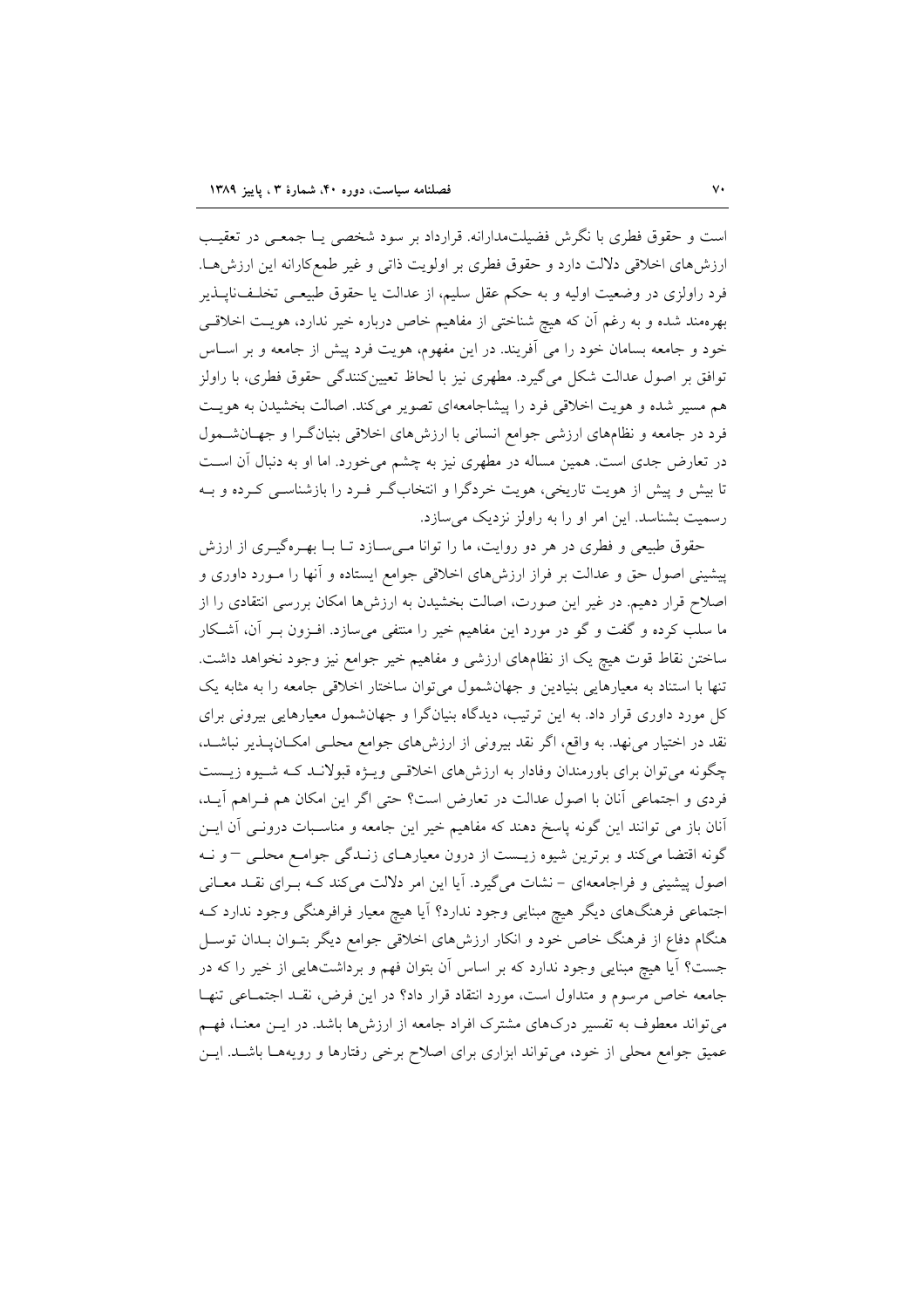است و حقوق فطری با نگرش فضیلت‌مدارانه. قرارداد بر سود شخصی یـا جمعـی در تعقیـب ارزش‌های اخلاقی دلالت دارد و حقوق فطری بر اولویت ذاتی و غیر طمع‌کارانه این ارزش‌هـا. فرد راولزی در وضعیت اولیه و به حکم عقل سلیم، از عدالت یا حقوق طبیعـی تخلـف‌ناپـذیر بهره‌مند شده و به رغم آن که هیچ شناختی از مفاهیم خاص درباره خیر ندارد، هویـت اخلاقـی خود و جامعه بسامان خود را می آفریند. در این مفهوم، هویت فرد پیش از جامعه و بر اسـاس توافق بر اصول عدالت شکل می‌گیرد. مطهری نیز با لحاظ تعیین‌کنندگی حقوق فطری، با راولز هم مسیر شده و هویت اخلاقی فرد را پیشاجامعه‌ای تصویر می‌کند. اصالت بخشیدن به هویـت فرد در جامعه و نظام‌های ارزشی جوامع انسانی با ارزش‌های اخلاقی بنیان‌گـرا و جهـان‌شـمول در تعارض جدی است. همین مساله در مطهری نیز به چشم می‌خورد. اما او به دنبال آن اسـت تا بیش و پیش از هویت تاریخی، هویت خردگرا و انتخاب‌گـر فـرد را بازشناسـی کـرده و بـه رسمیت بشناسد. این امر او را به راولز نزدیک می‌سازد.

حقوق طبیعی و فطری در هر دو روایت، ما را توانا مـی‌سـازد تـا بـا بهـره‌گیـری از ارزش پیشینی اصول حق و عدالت بر فراز ارزش‌های اخلاقی جوامع ایستاده و آنها را مـورد داوری و اصلاح قرار دهیم. در غیر این صورت، اصالت بخشیدن به ارزش‌ها امکان بررسی انتقادی را از ما سلب کرده و گفت و گو در مورد این مفاهیم خیر را منتفی می‌سازد. افـزون بـر آن، آشـکار ساختن نقاط قوت هیچ یک از نظام‌های ارزشی و مفاهیم خیر جوامع نیز وجود نخواهد داشت. تنها با استناد به معیارهایی بنیادین و جهان‌شمول می‌توان ساختار اخلاقی جامعه را به مثابه یک کل مورد داوری قرار داد. به این ترتیب، دیدگاه بنیان‌گرا و جهان‌شمول معیارهایی بیرونی برای نقد در اختیار می‌نهد. به واقع، اگر نقد بیرونی از ارزش‌های جوامع محلـی امکـان‌پـذیر نباشـد، چگونه می‌توان برای باورمندان وفادار به ارزش‌های اخلاقـی ویـژه قبولانـد کـه شـیوه زیـست فردی و اجتماعی آنان با اصول عدالت در تعارض است؟ حتی اگر این امکان هم فـراهم آیـد، آنان باز می توانند این گونه پاسخ دهند که مفاهیم خیر این جامعه و مناسـبات درونـی آن ایـن گونه اقتضا می‌کند و برترین شیوه زیـست از درون معیارهـای زنـدگی جوامـع محلـی – و نـه اصول پیشینی و فراجامعه‌ای – نشات می‌گیرد. آیا این امر دلالت می‌کند کـه بـرای نقـد معـانی اجتماعی فرهنگ‌های دیگر هیچ مبنایی وجود ندارد؟ آیا هیچ معیار فرافرهنگی وجود ندارد کـه هنگام دفاع از فرهنگ خاص خود و انکار ارزش‌های اخلاقی جوامع دیگر بتـوان بـدان توسـل جست؟ آیا هیچ مبنایی وجود ندارد که بر اساس آن بتوان فهم و برداشت‌هایی از خیر را که در جامعه خاص مرسوم و متداول است، مورد انتقاد قرار داد؟ در این فرض، نقـد اجتمـاعی تنهـا می‌تواند معطوف به تفسیر درک‌های مشترک افراد جامعه از ارزش‌ها باشد. در ایـن معنـا، فهـم عمیق جوامع محلی از خود، می‌تواند ابزاری برای اصلاح برخی رفتارها و رویه‌هـا باشـد. ایـن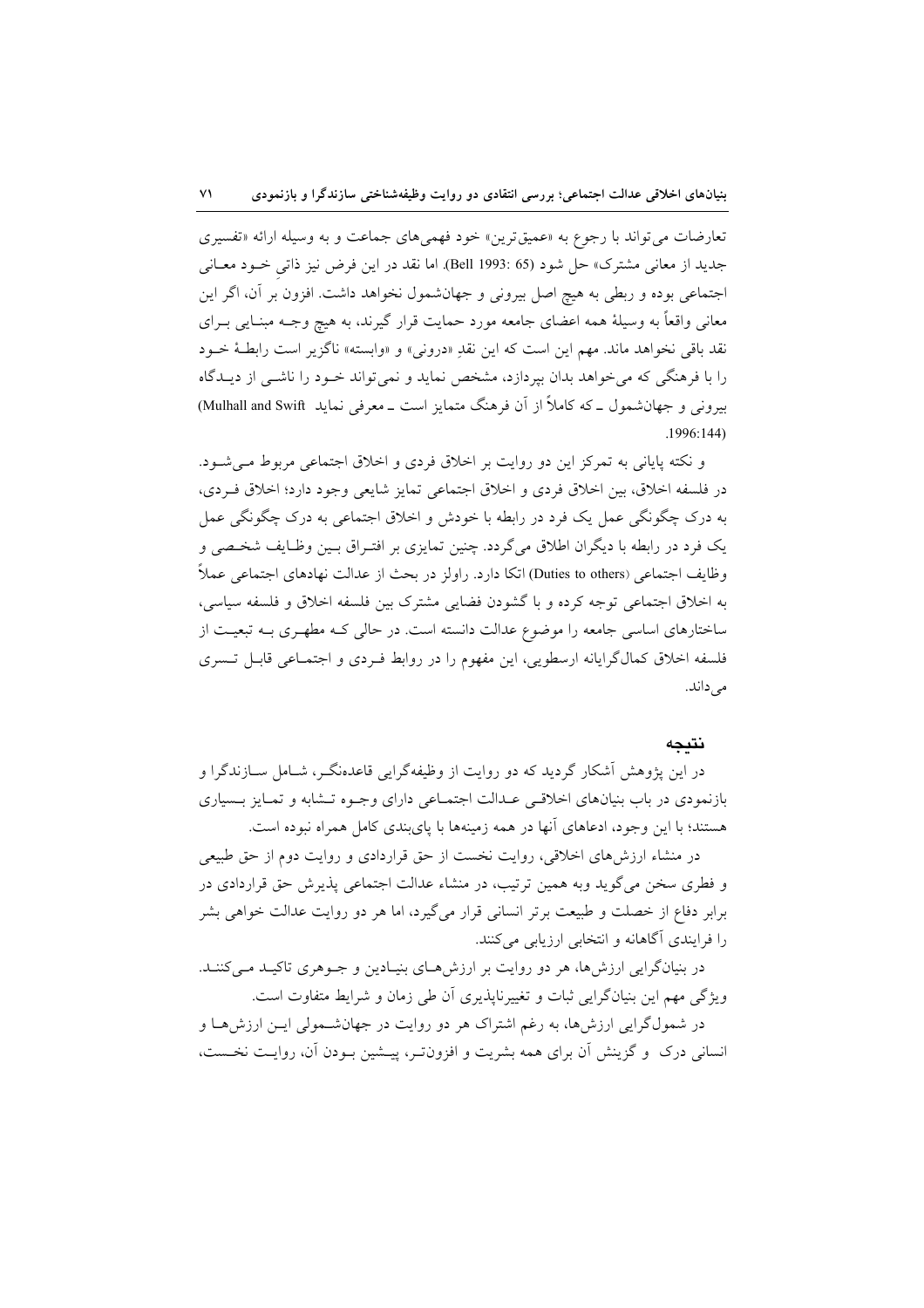تعارضات می‌تواند با رجوع به «عمیق‌ترین» خود فهمی‌های جماعت و به وسیله ارائه «تفسیری جدید از معانی مشترک» حل شود (Bell 1993: 65). اما نقد در این فرض نیز ذاتیِ خـود معـانی اجتماعی بوده و ربطی به هیچ اصل بیرونی و جهان‌شمول نخواهد داشت. افزون بر آن، اگر این معانی واقعاً به وسیلهٔ همه اعضای جامعه مورد حمایت قرار گیرند، به هیچ وجـه مبنـایی بـرای نقد باقی نخواهد ماند. مهم این است که این نقدِ «درونی» و «وابسته» ناگزیر است رابطـهٔ خـود را با فرهنگی که می‌خواهد بدان بپردازد، مشخص نماید و نمی‌تواند خـود را ناشـی از دیـدگاه بیرونی و جهان‌شمول ـ که کاملاً از آن فرهنگ متمایز است ـ معرفی نماید (Mulhall and Swift 1996:144).

و نکته پایانی به تمرکز این دو روایت بر اخلاق فردی و اخلاق اجتماعی مربوط مـی‌شـود. در فلسفه اخلاق، بین اخلاق فردی و اخلاق اجتماعی تمایز شایعی وجود دارد؛ اخلاق فـردی، به درک چگونگی عمل یک فرد در رابطه با خودش و اخلاق اجتماعی به درک چگونگی عمل یک فرد در رابطه با دیگران اطلاق می‌گردد. چنین تمایزی بر افتـراق بـین وظـایف شخـصی و وظایف اجتماعی (Duties to others) اتکا دارد. راولز در بحث از عدالت نهادهای اجتماعی عملاً به اخلاق اجتماعی توجه کرده و با گشودن فضایی مشترک بین فلسفه اخلاق و فلسفه سیاسی، ساختارهای اساسی جامعه را موضوع عدالت دانسته است. در حالی کـه مطهـری بـه تبعیـت از فلسفه اخلاق کمال‌گرایانه ارسطویی، این مفهوم را در روابط فـردی و اجتمـاعی قابـل تـسری می‌داند.

## نتیجه

در این پژوهش آشکار گردید که دو روایت از وظیفه‌گرایی قاعده‌نگـر، شـامل سـازندگرا و بازنمودی در باب بنیان‌های اخلاقـی عـدالت اجتمـاعی دارای وجـوه تـشابه و تمـایز بـسیاری هستند؛ با این وجود، ادعاهای آنها در همه زمینه‌ها با پای‌بندی کامل همراه نبوده است.

در منشاء ارزش‌های اخلاقی، روایت نخست از حق قراردادی و روایت دوم از حق طبیعی و فطری سخن می‌گوید وبه همین ترتیب، در منشاء عدالت اجتماعی پذیرش حق قراردادی در برابر دفاع از خصلت و طبیعت برتر انسانی قرار می‌گیرد، اما هر دو روایت عدالت خواهی بشر را فرایندی آگاهانه و انتخابی ارزیابی می‌کنند.

در بنیان‌گرایی ارزش‌ها، هر دو روایت بر ارزش‌هـای بنیـادین و جـوهری تاکیـد مـی‌کننـد. ویژگی مهم این بنیان‌گرایی ثبات و تغییرناپذیری آن طی زمان و شرایط متفاوت است.

در شمول‌گرایی ارزش‌ها، به رغم اشتراک هر دو روایت در جهان‌شـمولی ایـن ارزش‌هـا و انسانی درک و گزینش آن برای همه بشریت و افزون‌تـر، پیـشین بـودن آن، روایـت نخـست،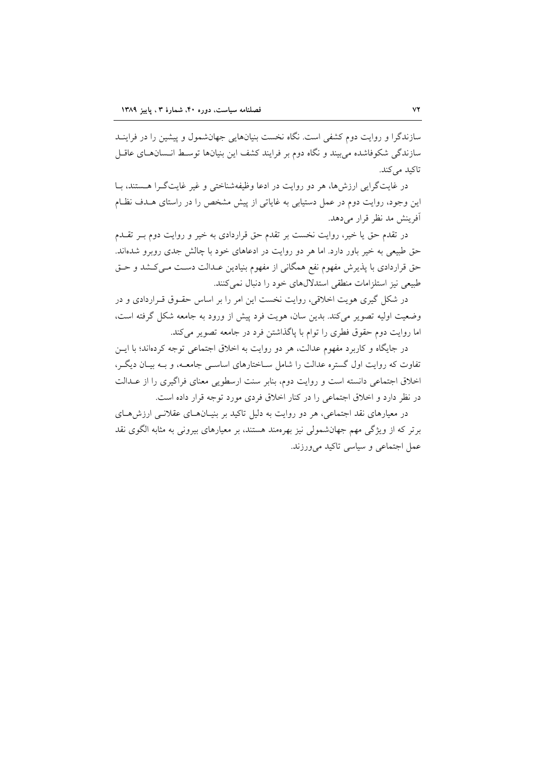سازندگرا و روایت دوم کشفی است. نگاه نخست بنیان‌هایی جهان‌شمول و پیشین را در فرایند سازندگی شکوفاشده می‌بیند و نگاه دوم بر فرایند کشف این بنیان‌ها توسط انسان‌های عاقل تاکید می‌کند.

در غایت‌گرایی ارزش‌ها، هر دو روایت در ادعا وظیفه‌شناختی و غیر غایت‌گرا هستند، با این وجود، روایت دوم در عمل دستیابی به غایاتی از پیش مشخص را در راستای هدف نظام آفرینش مد نظر قرار می‌دهد.

در تقدم حق یا خیر، روایت نخست بر تقدم حق قراردادی به خیر و روایت دوم بر تقدم حق طبیعی به خیر باور دارد. اما هر دو روایت در ادعاهای خود با چالش جدی روبرو شده‌اند. حق قراردادی با پذیرش مفهوم نفع همگانی از مفهوم بنیادین عدالت دست می‌کشد و حق طبیعی نیز استلزامات منطقی استدلال‌های خود را دنبال نمی‌کنند.

در شکل گیری هویت اخلاقی، روایت نخست این امر را بر اساس حقوق قراردادی و در وضعیت اولیه تصویر می‌کند. بدین سان، هویت فرد پیش از ورود به جامعه شکل گرفته است، اما روایت دوم حقوق فطری را توام با پاگذاشتن فرد در جامعه تصویر می‌کند.

در جایگاه و کاربرد مفهوم عدالت، هر دو روایت به اخلاق اجتماعی توجه کرده‌اند؛ با این تفاوت که روایت اول گستره عدالت را شامل ساختارهای اساسی جامعه، و به بیان دیگر، اخلاق اجتماعی دانسته است و روایت دوم، بنابر سنت ارسطویی معنای فراگیری را از عدالت در نظر دارد و اخلاق اجتماعی را در کنار اخلاق فردی مورد توجه قرار داده است.

در معیارهای نقد اجتماعی، هر دو روایت به دلیل تاکید بر بنیان‌های عقلانی ارزش‌های برتر که از ویژگی مهم جهان‌شمولی نیز بهره‌مند هستند، بر معیارهای بیرونی به مثابه الگوی نقد عمل اجتماعی و سیاسی تاکید می‌ورزند.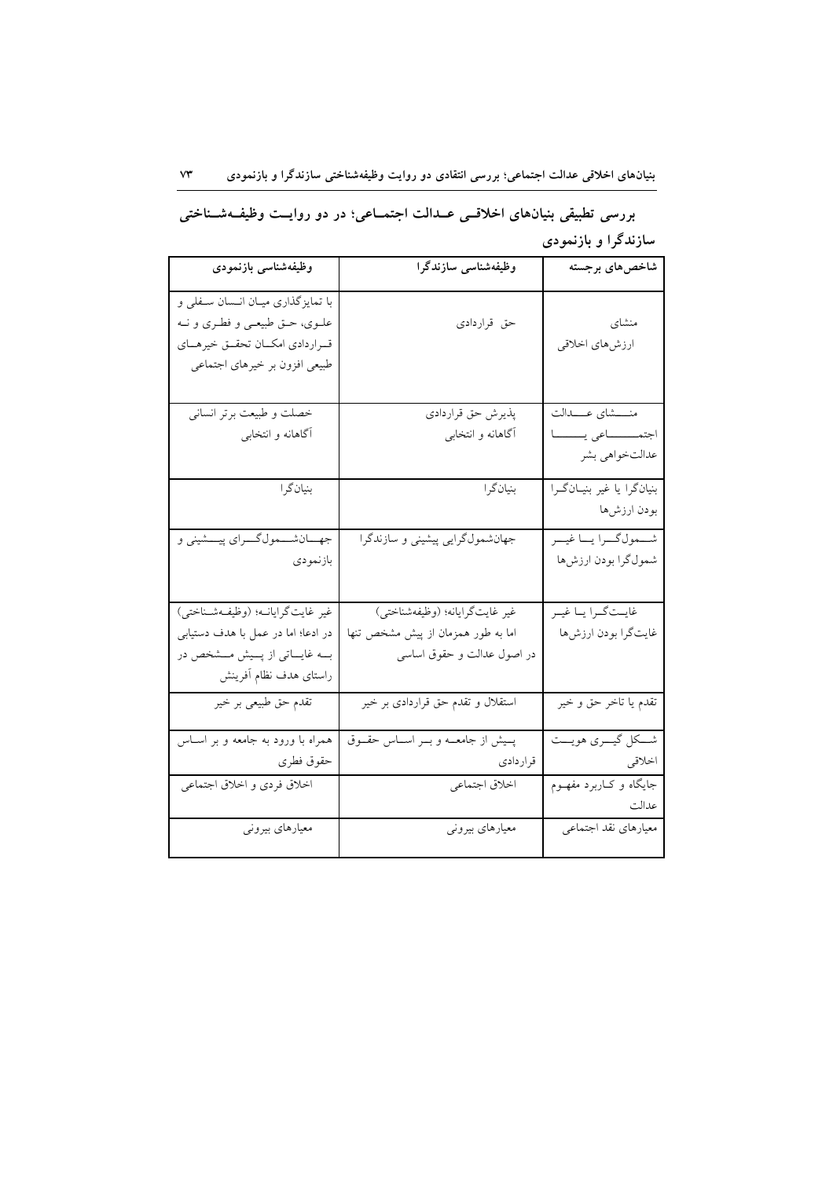### بررسی تطبیقی بنیان‌های اخلاقی عدالت اجتماعی؛ در دو روایت وظیفه‌شناختی سازندگرا و بازنمودی

| شاخص‌های برجسته | وظیفه‌شناسی سازندگرا | وظیفه‌شناسی بازنمودی |
|---|---|---|
| منشای ارزش‌های اخلاقی | حق قراردادی | با تمایزگذاری میان انسان سفلی و علوی، حق طبیعی و فطری و نه قراردادی امکان تحقق خیرهای طبیعی افزون بر خیرهای اجتماعی |
| منشای عدالت اجتماعی یا عدالت‌خواهی بشر | پذیرش حق قراردادی آگاهانه و انتخابی | خصلت و طبیعت برتر انسانی آگاهانه و انتخابی |
| بنیان‌گرا یا غیر بنیان‌گرا بودن ارزش‌ها | بنیان‌گرا | بنیان‌گرا |
| شمول‌گرا یا غیر شمول‌گرا بودن ارزش‌ها | جهان‌شمول‌گرایی پیشینی و سازندگرا | جهان‌شمول‌گرای پیشینی و بازنمودی |
| غایت‌گرا یا غیر غایت‌گرا بودن ارزش‌ها | غیر غایت‌گرایانه؛ (وظیفه‌شناختی) اما به طور همزمان از پیش مشخص تنها در اصول عدالت و حقوق اساسی | غیر غایت‌گرایانه؛ (وظیفه‌شناختی) در ادعا؛ اما در عمل با هدف دستیابی به غایاتی از پیش مشخص در راستای هدف نظام آفرینش |
| تقدم یا تاخر حق و خیر | استقلال و تقدم حق قراردادی بر خیر | تقدم حق طبیعی بر خیر |
| شکل گیری هویت اخلاقی | پیش از جامعه و بر اساس حقوق قراردادی | همراه با ورود به جامعه و بر اساس حقوق فطری |
| جایگاه و کاربرد مفهوم عدالت | اخلاق اجتماعی | اخلاق فردی و اخلاق اجتماعی |
| معیارهای نقد اجتماعی | معیارهای بیرونی | معیارهای بیرونی |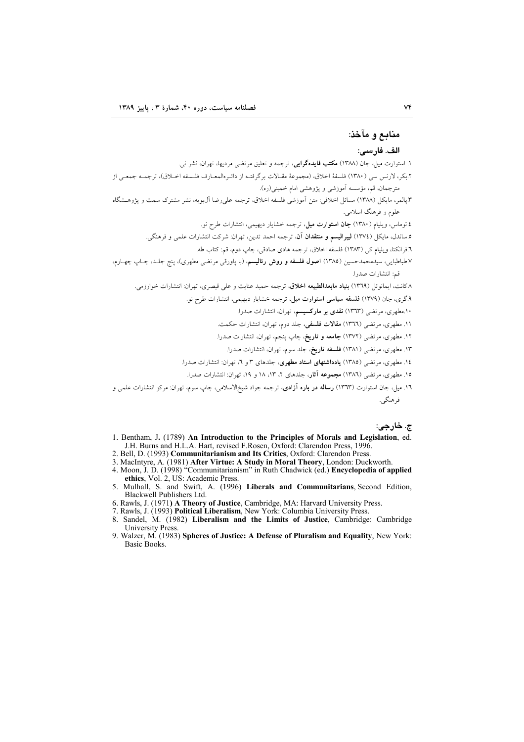## منابع و مآخذ:

### الف. فارسی:

۱. استوارت میل، جان (۱۳۸۸) **مکتب فایده‌گرایی**، ترجمه و تعلیق مرتضی مردیها، تهران، نشر نی.

۲.بکر، لارنس سی (۱۳۸۰) فلسفهٔ اخلاق، (مجموعهٔ مقالات برگرفته از دائرهالمعارف فلسفه اخلاق)، ترجمه جمعی از مترجمان، قم، مؤسسه آموزشی و پژوهشی امام خمینی(ره).

۳.پالمر، مایکل (۱۳۸۸) مسائل اخلاقی: متن آموزشی فلسفه اخلاق، ترجمه علی‌رضا آل‌بویه، نشر مشترک سمت و پژوهشگاه علوم و فرهنگ اسلامی.

٤.توماس، ویلیام (۱۳۸۰) **جان استوارت میل**، ترجمه خشایار دیهیمی، انتشارات طرح نو.

٥.ساندل، مایکل (۱۳۷٤) **لیبرالیسم و منتقدان آن**، ترجمه احمد تدین، تهران: شرکت انتشارات علمی و فرهنگی.

٦.فرانکنا، ویلیام کی (۱۳۸۳) فلسفه اخلاق، ترجمه هادی صادقی، چاپ دوم، قم: کتاب طه.

۷.طباطبایی، سیدمحمدحسین (۱۳۸٥) **اصول فلسفه و روش رئالیسم**، (با پاورقی مرتضی مطهری)، پنج جلد، چاپ چهارم، قم: انتشارات صدرا.

۸.کانت، ایمانوئل (۱۳٦۹) **بنیاد مابعدالطبیعه اخلاق**، ترجمه حمید عنایت و علی قیصری، تهران: انتشارات خوارزمی.

۹.گری، جان (۱۳۷۹) **فلسفه سیاسی استوارت میل**، ترجمه خشایار دیهیمی، انتشارات طرح نو.

۱۰.مطهری، مرتضی (۱۳٦۳) **نقدی بر مارکسیسم**، تهران، انتشارات صدرا.

۱۱. مطهری، مرتضی (۱۳٦٦) **مقالات فلسفی**، جلد دوم، تهران، انتشارات حکمت.

۱۲. مطهری، مرتضی (۱۳۷۲) **جامعه و تاریخ**، چاپ پنجم، تهران، انتشارات صدرا.

۱۳. مطهری، مرتضی (۱۳۸۱) **فلسفه تاریخ**، جلد سوم، تهران، انتشارات صدرا.

۱٤. مطهری، مرتضی (۱۳۸٥) **یادداشتهای استاد مطهری**، جلدهای ۳ و ٦، تهران: انتشارات صدرا.

۱٥. مطهری، مرتضی (۱۳۸٦) **مجموعه آثار**، جلدهای ۲، ۱۳، ۱۸ و ۱۹، تهران: انتشارات صدرا.

۱٦. میل، جان استوارت (۱۳٦۳) **رساله در باره آزادی**، ترجمه جواد شیخ‌الاسلامی، چاپ سوم، تهران: مرکز انتشارات علمی و فرهنگی.

### ج. خارجی:

1. Bentham, J. (1789) **An Introduction to the Principles of Morals and Legislation**, ed. J.H. Burns and H.L.A. Hart, revised F.Rosen, Oxford: Clarendon Press, 1996.
2. Bell, D. (1993) **Communitarianism and Its Critics**, Oxford: Clarendon Press.
3. MacIntyre, A. (1981) **After Virtue: A Study in Moral Theory**, London: Duckworth.
4. Moon, J. D. (1998) "Communitarianism" in Ruth Chadwick (ed.) **Encyclopedia of applied ethics**, Vol. 2, US: Academic Press.
5. Mulhall, S. and Swift, A. (1996) **Liberals and Communitarians**, Second Edition, Blackwell Publishers Ltd.
6. Rawls, J. (1971) **A Theory of Justice**, Cambridge, MA: Harvard University Press.
7. Rawls, J. (1993) **Political Liberalism**, New York: Columbia University Press.
8. Sandel, M. (1982) **Liberalism and the Limits of Justice**, Cambridge: Cambridge University Press.
9. Walzer, M. (1983) **Spheres of Justice: A Defense of Pluralism and Equality**, New York: Basic Books.